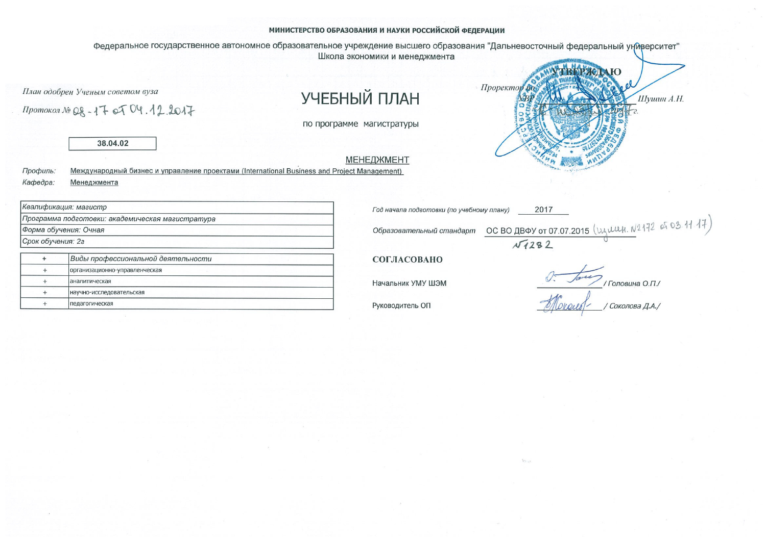**МИНИСТЕРСТВО ОБРАЗОВАНИЯ И НАУКИ РОССИЙСКОЙ ФЕДЕРАЦИИ**

Федеральное государственное автономное образовательное учреждение высшего образования "Дальневосточный федеральный университет"
Школа экономики и менеджмента

*План одобрен Ученым советом вуза*

*Протокол №* 08-17 от 04.12.2017

**УТВЕРЖДАЮ**

*Проректор по ВВР*

_______________ *Шушин А.Н.*

__________ 2017 г.

# УЧЕБНЫЙ ПЛАН

по программе магистратуры

| 38.04.02 |
|---|

МЕНЕДЖМЕНТ

*Профиль:* Международный бизнес и управление проектами (International Business and Project Management)

*Кафедра:* Менеджмента

| *Квалификация: магистр* |
|---|
| *Программа подготовки: академическая магистратура* |
| *Форма обучения: Очная* |
| *Срок обучения: 2г* |

| + | *Виды профессиональной деятельности* |
|---|---|
| + | организационно-управленческая |
| + | аналитическая |
| + | научно-исследовательская |
| + | педагогическая |

*Год начала подготовки (по учебному плану)* 2017

*Образовательный стандарт* ОС ВО ДВФУ от 07.07.2015 (измен. №2172 от 03.11.17) №1282

**СОГЛАСОВАНО**

Начальник УМУ ШЭМ _______________ */ Головина О.П./*

Руководитель ОП _______________ */ Соколова Д.А./*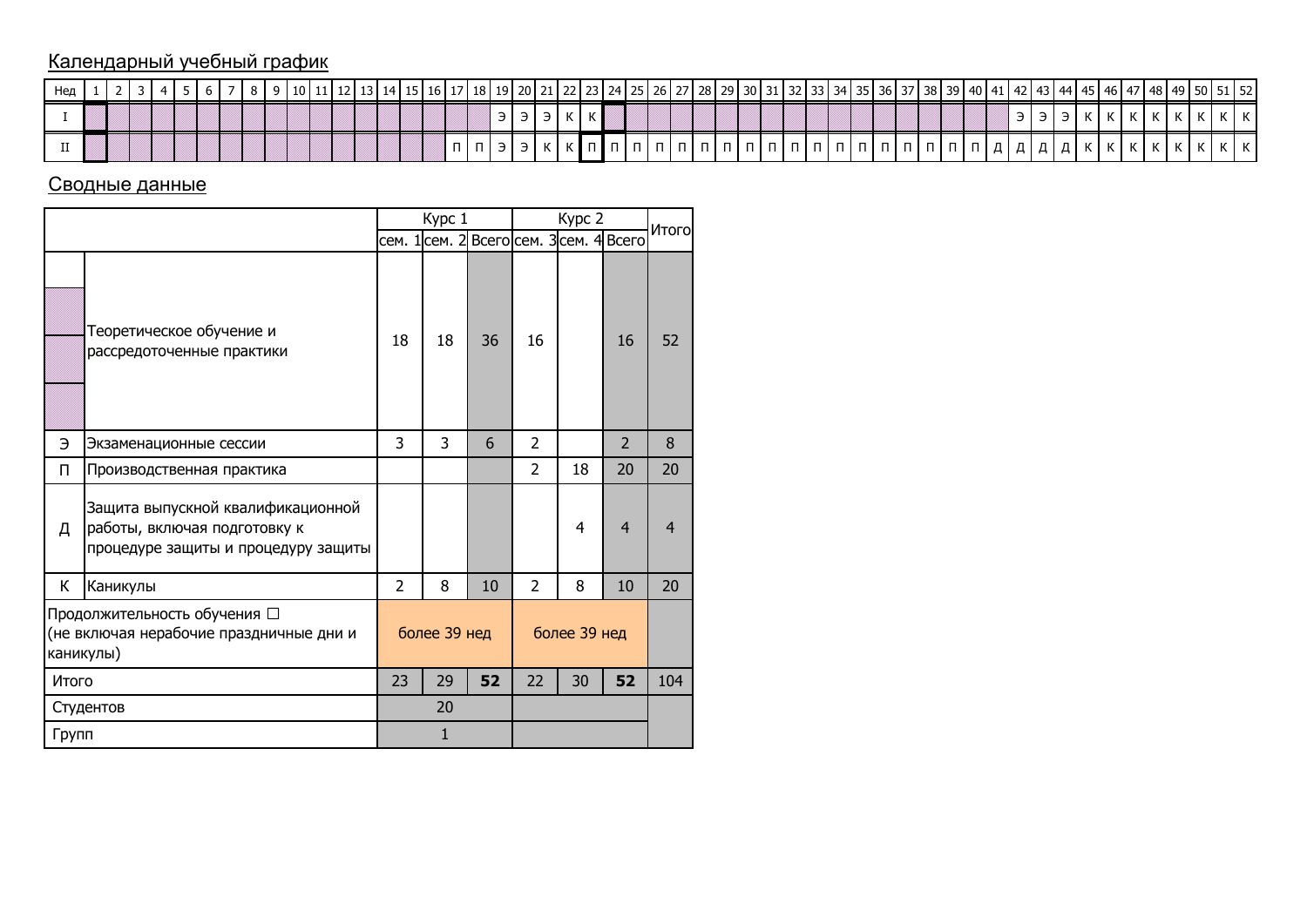## Календарный учебный график

| Нед | 1 | 2 | 3 | 4 | 5 | 6 | 7 | 8 | 9 | 10 | 11 | 12 | 13 | 14 | 15 | 16 | 17 | 18 | 19 | 20 | 21 | 22 | 23 | 24 | 25 | 26 | 27 | 28 | 29 | 30 | 31 | 32 | 33 | 34 | 35 | 36 | 37 | 38 | 39 | 40 | 41 | 42 | 43 | 44 | 45 | 46 | 47 | 48 | 49 | 50 | 51 | 52 |
|---|---|---|---|---|---|---|---|---|---|---|---|---|---|---|---|---|---|---|---|---|---|---|---|---|---|---|---|---|---|---|---|---|---|---|---|---|---|---|---|---|---|---|---|---|---|---|---|---|---|---|---|---|
| I | | | | | | | | | | | | | | | | | | | Э | Э | Э | К | К | | | | | | | | | | | | | | | | | | | Э | Э | Э | К | К | К | К | К | К | К | К |
| II | | | | | | | | | | | | | | | | | П | П | Э | Э | К | К | П | П | П | П | П | П | П | П | П | П | П | П | П | П | П | П | П | П | Д | Д | Д | Д | К | К | К | К | К | К | К | К |

## Сводные данные

| | | Курс 1 | | | Курс 2 | | | Итого |
|---|---|---|---|---|---|---|---|---|
| | | сем. 1 | сем. 2 | Всего | сем. 3 | сем. 4 | Всего | |
| | Теоретическое обучение и рассредоточенные практики | 18 | 18 | 36 | 16 | | 16 | 52 |
| Э | Экзаменационные сессии | 3 | 3 | 6 | 2 | | 2 | 8 |
| П | Производственная практика | | | | 2 | 18 | 20 | 20 |
| Д | Защита выпускной квалификационной работы, включая подготовку к процедуре защиты и процедуру защиты | | | | | 4 | 4 | 4 |
| К | Каникулы | 2 | 8 | 10 | 2 | 8 | 10 | 20 |
| Продолжительность обучения ☐ (не включая нерабочие праздничные дни и каникулы) | | более 39 нед | | | более 39 нед | | | |
| Итого | | 23 | 29 | **52** | 22 | 30 | **52** | 104 |
| Студентов | | 20 | | | | | | |
| Групп | | 1 | | | | | | |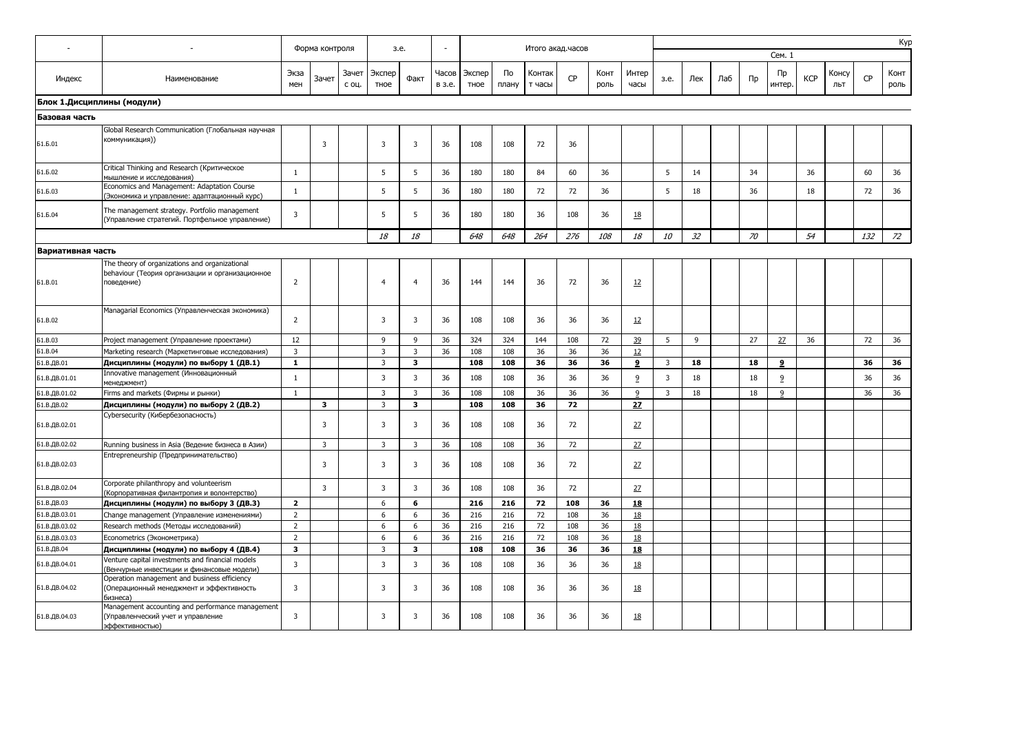| - | - | Форма контроля | | | з.е. | | - | Итого акад.часов | | | | | | Кур | | | | | | | | | |
|---|---|---|---|---|---|---|---|---|---|---|---|---|---|---|---|---|---|---|---|---|---|---|---|
| | | | | | | | | | | | | | | Сем. 1 | | | | | | | | | |
| Индекс | Наименование | Экзамен | Зачет | Зачет с оц. | Экспертное | Факт | Часов в з.е. | Экспертное | По плану | Контакт часы | СР | Контроль | Интер часы | з.е. | Лек | Лаб | Пр | Пр интер. | КСР | Консульт | СР | Контроль |
| **Блок 1.Дисциплины (модули)** | | | | | | | | | | | | | | | | | | | | | | |
| **Базовая часть** | | | | | | | | | | | | | | | | | | | | | | |
| Б1.Б.01 | Global Research Communication (Глобальная научная коммуникация)) | | 3 | | 3 | 3 | 36 | 108 | 108 | 72 | 36 | | | | | | | | | | | |
| Б1.Б.02 | Critical Thinking and Research (Критическое мышление и исследования) | 1 | | | 5 | 5 | 36 | 180 | 180 | 84 | 60 | 36 | | 5 | 14 | | 34 | | 36 | | 60 | 36 |
| Б1.Б.03 | Economics and Management: Adaptation Course (Экономика и управление: адаптационный курс) | 1 | | | 5 | 5 | 36 | 180 | 180 | 72 | 72 | 36 | | 5 | 18 | | 36 | | 18 | | 72 | 36 |
| Б1.Б.04 | The management strategy. Portfolio management (Управление стратегий. Портфельное управление) | 3 | | | 5 | 5 | 36 | 180 | 180 | 36 | 108 | 36 | 18 | | | | | | | | | |
| | | | | | *18* | *18* | | *648* | *648* | *264* | *276* | *108* | *18* | *10* | *32* | | *70* | | *54* | | *132* | *72* |
| **Вариативная часть** | | | | | | | | | | | | | | | | | | | | | | |
| Б1.В.01 | The theory of organizations and organizational behaviour (Теория организации и организационное поведение) | 2 | | | 4 | 4 | 36 | 144 | 144 | 36 | 72 | 36 | 12 | | | | | | | | | |
| Б1.В.02 | Managarial Economics (Управленческая экономика) | 2 | | | 3 | 3 | 36 | 108 | 108 | 36 | 36 | 36 | 12 | | | | | | | | | |
| Б1.В.03 | Project management (Управление проектами) | 12 | | | 9 | 9 | 36 | 324 | 324 | 144 | 108 | 72 | 39 | 5 | 9 | | 27 | 27 | 36 | | 72 | 36 |
| Б1.В.04 | Marketing research (Маркетинговые исследования) | 3 | | | 3 | 3 | 36 | 108 | 108 | 36 | 36 | 36 | 12 | | | | | | | | | |
| Б1.В.ДВ.01 | **Дисциплины (модули) по выбору 1 (ДВ.1)** | **1** | | | 3 | **3** | | **108** | **108** | **36** | **36** | **36** | **9** | 3 | **18** | | **18** | **9** | | | **36** | **36** |
| Б1.В.ДВ.01.01 | Innovative management (Инновационный менеджмент) | 1 | | | 3 | 3 | 36 | 108 | 108 | 36 | 36 | 36 | 9 | 3 | 18 | | 18 | 9 | | | 36 | 36 |
| Б1.В.ДВ.01.02 | Firms and markets (Фирмы и рынки) | 1 | | | 3 | 3 | 36 | 108 | 108 | 36 | 36 | 36 | 9 | 3 | 18 | | 18 | 9 | | | 36 | 36 |
| Б1.В.ДВ.02 | **Дисциплины (модули) по выбору 2 (ДВ.2)** | | **3** | | 3 | **3** | | **108** | **108** | **36** | **72** | | **27** | | | | | | | | | |
| Б1.В.ДВ.02.01 | Cybersecurity (Кибербезопасность) | | 3 | | 3 | 3 | 36 | 108 | 108 | 36 | 72 | | 27 | | | | | | | | | |
| Б1.В.ДВ.02.02 | Running business in Asia (Ведение бизнеса в Азии) | | 3 | | 3 | 3 | 36 | 108 | 108 | 36 | 72 | | 27 | | | | | | | | | |
| Б1.В.ДВ.02.03 | Entrepreneurship (Предпринимательство) | | 3 | | 3 | 3 | 36 | 108 | 108 | 36 | 72 | | 27 | | | | | | | | | |
| Б1.В.ДВ.02.04 | Corporate philanthropy and volunteerism (Корпоративная филантропия и волонтерство) | | 3 | | 3 | 3 | 36 | 108 | 108 | 36 | 72 | | 27 | | | | | | | | | |
| Б1.В.ДВ.03 | **Дисциплины (модули) по выбору 3 (ДВ.3)** | **2** | | | 6 | **6** | | **216** | **216** | **72** | **108** | **36** | **18** | | | | | | | | | |
| Б1.В.ДВ.03.01 | Change management (Управление изменениями) | 2 | | | 6 | 6 | 36 | 216 | 216 | 72 | 108 | 36 | 18 | | | | | | | | | |
| Б1.В.ДВ.03.02 | Research methods (Методы исследований) | 2 | | | 6 | 6 | 36 | 216 | 216 | 72 | 108 | 36 | 18 | | | | | | | | | |
| Б1.В.ДВ.03.03 | Econometrics (Эконометрика) | 2 | | | 6 | 6 | 36 | 216 | 216 | 72 | 108 | 36 | 18 | | | | | | | | | |
| Б1.В.ДВ.04 | **Дисциплины (модули) по выбору 4 (ДВ.4)** | **3** | | | 3 | **3** | | **108** | **108** | **36** | **36** | **36** | **18** | | | | | | | | | |
| Б1.В.ДВ.04.01 | Venture capital investments and financial models (Венчурные инвестиции и финансовые модели) | 3 | | | 3 | 3 | 36 | 108 | 108 | 36 | 36 | 36 | 18 | | | | | | | | | |
| Б1.В.ДВ.04.02 | Operation management and business efficiency (Операционный менеджмент и эффективность бизнеса) | 3 | | | 3 | 3 | 36 | 108 | 108 | 36 | 36 | 36 | 18 | | | | | | | | | |
| Б1.В.ДВ.04.03 | Management accounting and performance management (Управленческий учет и управление эффективностью) | 3 | | | 3 | 3 | 36 | 108 | 108 | 36 | 36 | 36 | 18 | | | | | | | | | |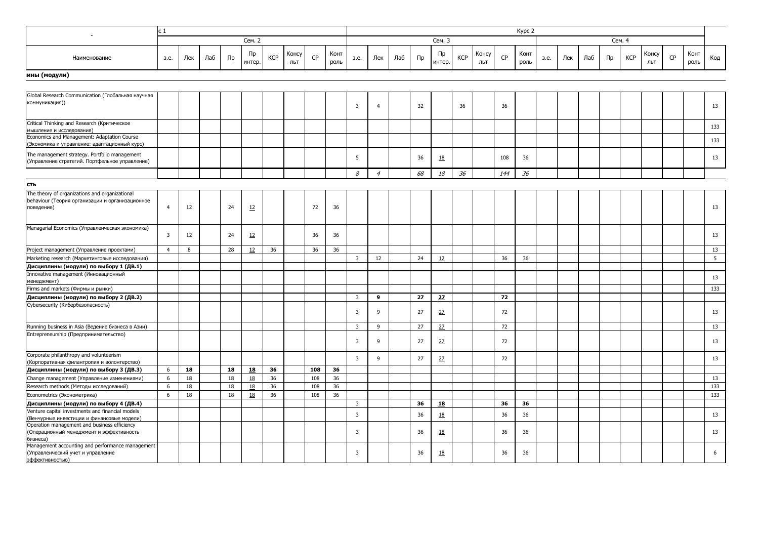| - | с 1 | | | | | | | | | Курс 2 | | | | | | | | | | | | | | | | | |
|---|---|---|---|---|---|---|---|---|---|---|---|---|---|---|---|---|---|---|---|---|---|---|---|---|---|---|---|
| | Сем. 2 | | | | | | | | | Сем. 3 | | | | | | | | | Сем. 4 | | | | | | | | |
| Наименование | з.е. | Лек | Лаб | Пр | Пр интер. | КСР | Консульт | СР | Контроль | з.е. | Лек | Лаб | Пр | Пр интер. | КСР | Консульт | СР | Контроль | з.е. | Лек | Лаб | Пр | КСР | Консульт | СР | Контроль | Код |
| **ины (модули)** | | | | | | | | | | | | | | | | | | | | | | | | | | | |
| Global Research Communication (Глобальная научная коммуникация)) | | | | | | | | | | 3 | 4 | | 32 | | 36 | | 36 | | | | | | | | | | 13 |
| Critical Thinking and Research (Критическое мышление и исследования) | | | | | | | | | | | | | | | | | | | | | | | | | | | 133 |
| Economics and Management: Adaptation Course (Экономика и управление: адаптационный курс) | | | | | | | | | | | | | | | | | | | | | | | | | | | 133 |
| The management strategy. Portfolio management (Управление стратегий. Портфельное управление) | | | | | | | | | | 5 | | | 36 | 18 | | | 108 | 36 | | | | | | | | | 13 |
| | | | | | | | | | | *8* | *4* | | *68* | *18* | *36* | | *144* | *36* | | | | | | | | | |
| **сть** | | | | | | | | | | | | | | | | | | | | | | | | | | | |
| The theory of organizations and organizational behaviour (Теория организации и организационное поведение) | 4 | 12 | | 24 | 12 | | | 72 | 36 | | | | | | | | | | | | | | | | | | 13 |
| Managarial Economics (Управленческая экономика) | 3 | 12 | | 24 | 12 | | | 36 | 36 | | | | | | | | | | | | | | | | | | 13 |
| Project management (Управление проектами) | 4 | 8 | | 28 | 12 | 36 | | 36 | 36 | | | | | | | | | | | | | | | | | | 13 |
| Marketing research (Маркетинговые исследования) | | | | | | | | | | 3 | 12 | | 24 | 12 | | | 36 | 36 | | | | | | | | | 5 |
| **Дисциплины (модули) по выбору 1 (ДВ.1)** | | | | | | | | | | | | | | | | | | | | | | | | | | | |
| Innovative management (Инновационный менеджмент) | | | | | | | | | | | | | | | | | | | | | | | | | | | 13 |
| Firms and markets (Фирмы и рынки) | | | | | | | | | | | | | | | | | | | | | | | | | | | 133 |
| **Дисциплины (модули) по выбору 2 (ДВ.2)** | | | | | | | | | | 3 | **9** | | **27** | **27** | | | **72** | | | | | | | | | | |
| Cybersecurity (Кибербезопасность) | | | | | | | | | | 3 | 9 | | 27 | 27 | | | 72 | | | | | | | | | | 13 |
| Running business in Asia (Ведение бизнеса в Азии) | | | | | | | | | | 3 | 9 | | 27 | 27 | | | 72 | | | | | | | | | | 13 |
| Entrepreneurship (Предпринимательство) | | | | | | | | | | 3 | 9 | | 27 | 27 | | | 72 | | | | | | | | | | 13 |
| Corporate philanthropy and volunteerism (Корпоративная филантропия и волонтерство) | | | | | | | | | | 3 | 9 | | 27 | 27 | | | 72 | | | | | | | | | | 13 |
| **Дисциплины (модули) по выбору 3 (ДВ.3)** | 6 | **18** | | **18** | **18** | **36** | | **108** | **36** | | | | | | | | | | | | | | | | | | |
| Change management (Управление изменениями) | 6 | 18 | | 18 | 18 | 36 | | 108 | 36 | | | | | | | | | | | | | | | | | | 13 |
| Research methods (Методы исследований) | 6 | 18 | | 18 | 18 | 36 | | 108 | 36 | | | | | | | | | | | | | | | | | | 133 |
| Econometrics (Эконометрика) | 6 | 18 | | 18 | 18 | 36 | | 108 | 36 | | | | | | | | | | | | | | | | | | 133 |
| **Дисциплины (модули) по выбору 4 (ДВ.4)** | | | | | | | | | | 3 | | | **36** | **18** | | | **36** | **36** | | | | | | | | | |
| Venture capital investments and financial models (Венчурные инвестиции и финансовые модели) | | | | | | | | | | 3 | | | 36 | 18 | | | 36 | 36 | | | | | | | | | 13 |
| Operation management and business efficiency (Операционный менеджмент и эффективность бизнеса) | | | | | | | | | | 3 | | | 36 | 18 | | | 36 | 36 | | | | | | | | | 13 |
| Management accounting and performance management (Управленческий учет и управление эффективностью) | | | | | | | | | | 3 | | | 36 | 18 | | | 36 | 36 | | | | | | | | | 6 |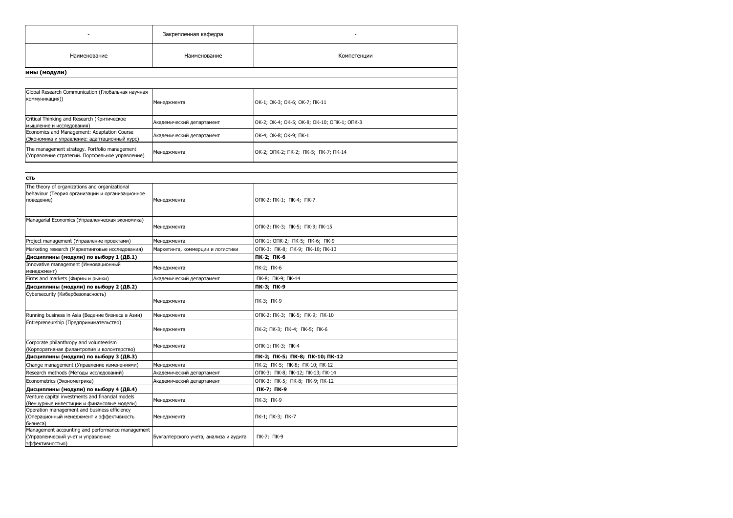| - | Закрепленная кафедра | - |
| --- | --- | --- |
| Наименование | Наименование | Компетенции |
| **ины (модули)** | | |
| | | |
| Global Research Communication (Глобальная научная коммуникация)) | Менеджмента | ОК-1; ОК-3; ОК-6; ОК-7; ПК-11 |
| Critical Thinking and Research (Критическое мышление и исследования) | Академический департамент | ОК-2; ОК-4; ОК-5; ОК-8; ОК-10; ОПК-1; ОПК-3 |
| Economics and Management: Adaptation Course (Экономика и управление: адаптационный курс) | Академический департамент | ОК-4; ОК-8; ОК-9; ПК-1 |
| The management strategy. Portfolio management (Управление стратегий. Портфельное управление) | Менеджмента | ОК-2; ОПК-2; ПК-2; ПК-5; ПК-7; ПК-14 |
| | | |
| **сть** | | |
| The theory of organizations and organizational behaviour (Теория организации и организационное поведение) | Менеджмента | ОПК-2; ПК-1; ПК-4; ПК-7 |
| Managarial Economics (Управленческая экономика) | Менеджмента | ОПК-2; ПК-3; ПК-5; ПК-9; ПК-15 |
| Project management (Управление проектами) | Менеджмента | ОПК-1; ОПК-2; ПК-5; ПК-6; ПК-9 |
| Marketing research (Маркетинговые исследования) | Маркетинга, коммерции и логистики | ОПК-3; ПК-8; ПК-9; ПК-10; ПК-13 |
| **Дисциплины (модули) по выбору 1 (ДВ.1)** | | **ПК-2; ПК-6** |
| Innovative management (Инновационный менеджмент) | Менеджмента | ПК-2; ПК-6 |
| Firms and markets (Фирмы и рынки) | Академический департамент | ПК-8; ПК-9; ПК-14 |
| **Дисциплины (модули) по выбору 2 (ДВ.2)** | | **ПК-3; ПК-9** |
| Cybersecurity (Кибербезопасность) | Менеджмента | ПК-3; ПК-9 |
| Running business in Asia (Ведение бизнеса в Азии) | Менеджмента | ОПК-2; ПК-3; ПК-5; ПК-9; ПК-10 |
| Entrepreneurship (Предпринимательство) | Менеджмента | ПК-2; ПК-3; ПК-4; ПК-5; ПК-6 |
| Corporate philanthropy and volunteerism (Корпоративная филантропия и волонтерство) | Менеджмента | ОПК-1; ПК-3; ПК-4 |
| **Дисциплины (модули) по выбору 3 (ДВ.3)** | | **ПК-2; ПК-5; ПК-8; ПК-10; ПК-12** |
| Change management (Управление изменениями) | Менеджмента | ПК-2; ПК-5; ПК-8; ПК-10; ПК-12 |
| Research methods (Методы исследований) | Академический департамент | ОПК-3; ПК-8; ПК-12; ПК-13; ПК-14 |
| Econometrics (Эконометрика) | Академический департамент | ОПК-3; ПК-5; ПК-8; ПК-9; ПК-12 |
| **Дисциплины (модули) по выбору 4 (ДВ.4)** | | **ПК-7; ПК-9** |
| Venture capital investments and financial models (Венчурные инвестиции и финансовые модели) | Менеджмента | ПК-3; ПК-9 |
| Operation management and business efficiency (Операционный менеджмент и эффективность бизнеса) | Менеджмента | ПК-1; ПК-3; ПК-7 |
| Management accounting and performance management (Управленческий учет и управление эффективностью) | Бухгалтерского учета, анализа и аудита | ПК-7; ПК-9 |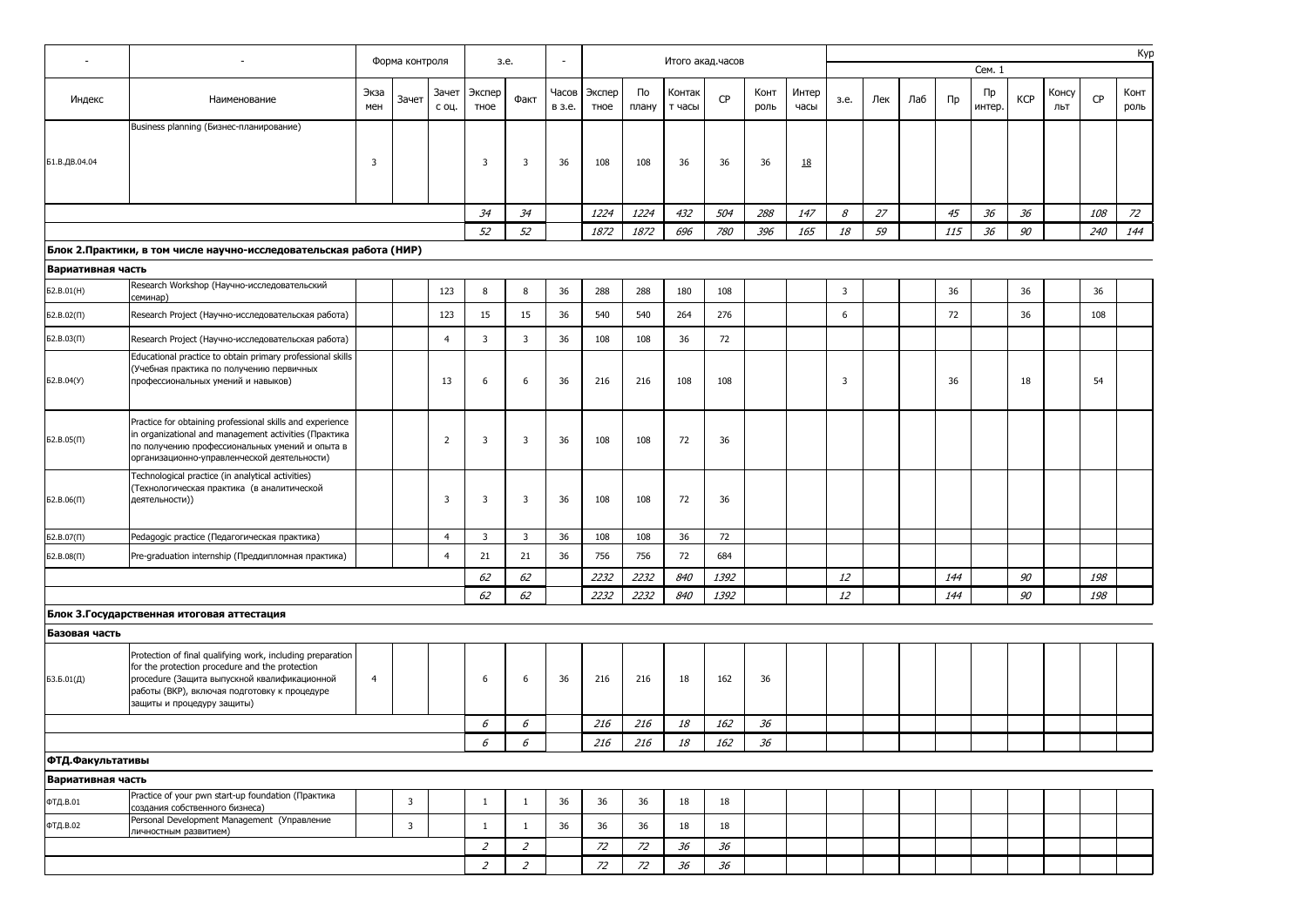| - | - | Форма контроля | | | з.е. | | - | Итого акад.часов | | | | | | Курс 1 | | | | | | | | |
|---|---|---|---|---|---|---|---|---|---|---|---|---|---|---|---|---|---|---|---|---|---|---|
| | | | | | | | | | | | | | | Сем. 1 | | | | | | | | |
| Индекс | Наименование | Экзамен | Зачет | Зачет с оц. | Экспертное | Факт | Часов в з.е. | Экспертное | По плану | Контакт часы | СР | Контроль | Интер часы | з.е. | Лек | Лаб | Пр | Пр интер. | КСР | Консульт | СР | Контроль |
| Б1.В.ДВ.04.04 | Business planning (Бизнес-планирование) | 3 | | | 3 | 3 | 36 | 108 | 108 | 36 | 36 | 36 | 18 | | | | | | | | | |
| | | | | | *34* | *34* | | *1224* | *1224* | *432* | *504* | *288* | *147* | *8* | *27* | | *45* | *36* | *36* | | *108* | *72* |
| | | | | | *52* | *52* | | *1872* | *1872* | *696* | *780* | *396* | *165* | *18* | *59* | | *115* | *36* | *90* | | *240* | *144* |
| **Блок 2.Практики, в том числе научно-исследовательская работа (НИР)** | | | | | | | | | | | | | | | | | | | | | | |
| **Вариативная часть** | | | | | | | | | | | | | | | | | | | | | | |
| Б2.В.01(Н) | Research Workshop (Научно-исследовательский семинар) | | | 123 | 8 | 8 | 36 | 288 | 288 | 180 | 108 | | | 3 | | | 36 | | 36 | | 36 | |
| Б2.В.02(П) | Research Project (Научно-исследовательская работа) | | | 123 | 15 | 15 | 36 | 540 | 540 | 264 | 276 | | | 6 | | | 72 | | 36 | | 108 | |
| Б2.В.03(П) | Research Project (Научно-исследовательская работа) | | | 4 | 3 | 3 | 36 | 108 | 108 | 36 | 72 | | | | | | | | | | | |
| Б2.В.04(У) | Educational practice to obtain primary professional skills (Учебная практика по получению первичных профессиональных умений и навыков) | | | 13 | 6 | 6 | 36 | 216 | 216 | 108 | 108 | | | 3 | | | 36 | | 18 | | 54 | |
| Б2.В.05(П) | Practice for obtaining professional skills and experience in organizational and management activities (Практика по получению профессиональных умений и опыта в организационно-управленческой деятельности) | | | 2 | 3 | 3 | 36 | 108 | 108 | 72 | 36 | | | | | | | | | | | |
| Б2.В.06(П) | Technological practice (in analytical activities) (Технологическая практика (в аналитической деятельности)) | | | 3 | 3 | 3 | 36 | 108 | 108 | 72 | 36 | | | | | | | | | | | |
| Б2.В.07(П) | Pedagogic practice (Педагогическая практика) | | | 4 | 3 | 3 | 36 | 108 | 108 | 36 | 72 | | | | | | | | | | | |
| Б2.В.08(П) | Pre-graduation internship (Преддипломная практика) | | | 4 | 21 | 21 | 36 | 756 | 756 | 72 | 684 | | | | | | | | | | | |
| | | | | | *62* | *62* | | *2232* | *2232* | *840* | *1392* | | | *12* | | | *144* | | *90* | | *198* | |
| | | | | | *62* | *62* | | *2232* | *2232* | *840* | *1392* | | | *12* | | | *144* | | *90* | | *198* | |
| **Блок 3.Государственная итоговая аттестация** | | | | | | | | | | | | | | | | | | | | | | |
| **Базовая часть** | | | | | | | | | | | | | | | | | | | | | | |
| Б3.Б.01(Д) | Protection of final qualifying work, including preparation for the protection procedure and the protection procedure (Защита выпускной квалификационной работы (ВКР), включая подготовку к процедуре защиты и процедуру защиты) | 4 | | | 6 | 6 | 36 | 216 | 216 | 18 | 162 | 36 | | | | | | | | | | |
| | | | | | *6* | *6* | | *216* | *216* | *18* | *162* | *36* | | | | | | | | | | |
| | | | | | *6* | *6* | | *216* | *216* | *18* | *162* | *36* | | | | | | | | | | |
| **ФТД.Факультативы** | | | | | | | | | | | | | | | | | | | | | | |
| **Вариативная часть** | | | | | | | | | | | | | | | | | | | | | | |
| ФТД.В.01 | Practice of your pwn start-up foundation (Практика создания собственного бизнеса) | | 3 | | 1 | 1 | 36 | 36 | 36 | 18 | 18 | | | | | | | | | | | |
| ФТД.В.02 | Personal Development Management (Управление личностным развитием) | | 3 | | 1 | 1 | 36 | 36 | 36 | 18 | 18 | | | | | | | | | | | |
| | | | | | *2* | *2* | | *72* | *72* | *36* | *36* | | | | | | | | | | | |
| | | | | | *2* | *2* | | *72* | *72* | *36* | *36* | | | | | | | | | | | |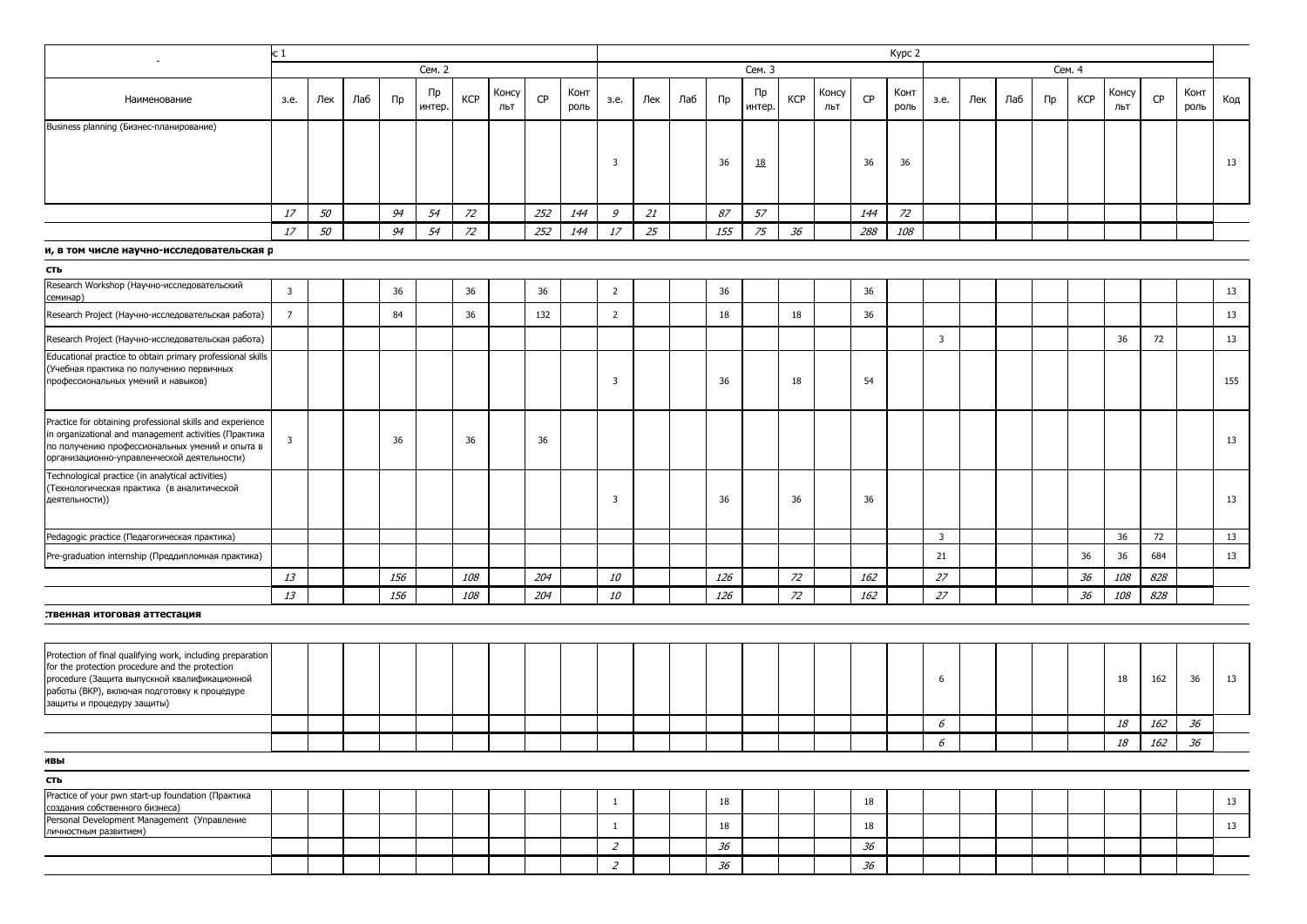| - | с 1 | | | | | | | | | | | | | | | | | Курс 2 | | | | | | | | | |
|---|---|---|---|---|---|---|---|---|---|---|---|---|---|---|---|---|---|---|---|---|---|---|---|---|---|---|---|
| | Сем. 2 | | | | | | | | | Сем. 3 | | | | | | | | | Сем. 4 | | | | | | | | |
| Наименование | з.е. | Лек | Лаб | Пр | Пр интер. | КСР | Консу льт | СР | Конт роль | з.е. | Лек | Лаб | Пр | Пр интер. | КСР | Консу льт | СР | Конт роль | з.е. | Лек | Лаб | Пр | КСР | Консу льт | СР | Конт роль | Код |
| Business planning (Бизнес-планирование) | | | | | | | | | | 3 | | | 36 | 18 | | | 36 | 36 | | | | | | | | | 13 |
| | *17* | *50* | | *94* | *54* | *72* | | *252* | *144* | *9* | *21* | | *87* | *57* | | | *144* | *72* | | | | | | | | | |
| | *17* | *50* | | *94* | *54* | *72* | | *252* | *144* | *17* | *25* | | *155* | *75* | *36* | | *288* | *108* | | | | | | | | | |
| **и, в том числе научно-исследовательская р** | | | | | | | | | | | | | | | | | | | | | | | | | | | |
| **сть** | | | | | | | | | | | | | | | | | | | | | | | | | | | |
| Research Workshop (Научно-исследовательский семинар) | 3 | | | 36 | | 36 | | 36 | | 2 | | | 36 | | | | 36 | | | | | | | | | | 13 |
| Research Project (Научно-исследовательская работа) | 7 | | | 84 | | 36 | | 132 | | 2 | | | 18 | | 18 | | 36 | | | | | | | | | | 13 |
| Research Project (Научно-исследовательская работа) | | | | | | | | | | | | | | | | | | | 3 | | | | | 36 | 72 | | 13 |
| Educational practice to obtain primary professional skills (Учебная практика по получению первичных профессиональных умений и навыков) | | | | | | | | | | 3 | | | 36 | | 18 | | 54 | | | | | | | | | | 155 |
| Practice for obtaining professional skills and experience in organizational and management activities (Практика по получению профессиональных умений и опыта в организационно-управленческой деятельности) | 3 | | | 36 | | 36 | | 36 | | | | | | | | | | | | | | | | | | | 13 |
| Technological practice (in analytical activities) (Технологическая практика (в аналитической деятельности)) | | | | | | | | | | 3 | | | 36 | | 36 | | 36 | | | | | | | | | | 13 |
| Pedagogic practice (Педагогическая практика) | | | | | | | | | | | | | | | | | | | 3 | | | | | 36 | 72 | | 13 |
| Pre-graduation internship (Преддипломная практика) | | | | | | | | | | | | | | | | | | | 21 | | | | 36 | 36 | 684 | | 13 |
| | *13* | | | *156* | | *108* | | *204* | | *10* | | | *126* | | *72* | | *162* | | *27* | | | | *36* | *108* | *828* | | |
| | *13* | | | *156* | | *108* | | *204* | | *10* | | | *126* | | *72* | | *162* | | *27* | | | | *36* | *108* | *828* | | |
| **:твенная итоговая аттестация** | | | | | | | | | | | | | | | | | | | | | | | | | | | |
| Protection of final qualifying work, including preparation for the protection procedure and the protection procedure (Защита выпускной квалификационной работы (ВКР), включая подготовку к процедуре защиты и процедуру защиты) | | | | | | | | | | | | | | | | | | | 6 | | | | | 18 | 162 | 36 | 13 |
| | | | | | | | | | | | | | | | | | | | *6* | | | | | *18* | *162* | *36* | |
| | | | | | | | | | | | | | | | | | | | *6* | | | | | *18* | *162* | *36* | |
| **ивы** | | | | | | | | | | | | | | | | | | | | | | | | | | | |
| **сть** | | | | | | | | | | | | | | | | | | | | | | | | | | | |
| Practice of your pwn start-up foundation (Практика создания собственного бизнеса) | | | | | | | | | | 1 | | | 18 | | | | 18 | | | | | | | | | | 13 |
| Personal Development Management (Управление личностным развитием) | | | | | | | | | | 1 | | | 18 | | | | 18 | | | | | | | | | | 13 |
| | | | | | | | | | | *2* | | | *36* | | | | *36* | | | | | | | | | | |
| | | | | | | | | | | *2* | | | *36* | | | | *36* | | | | | | | | | | |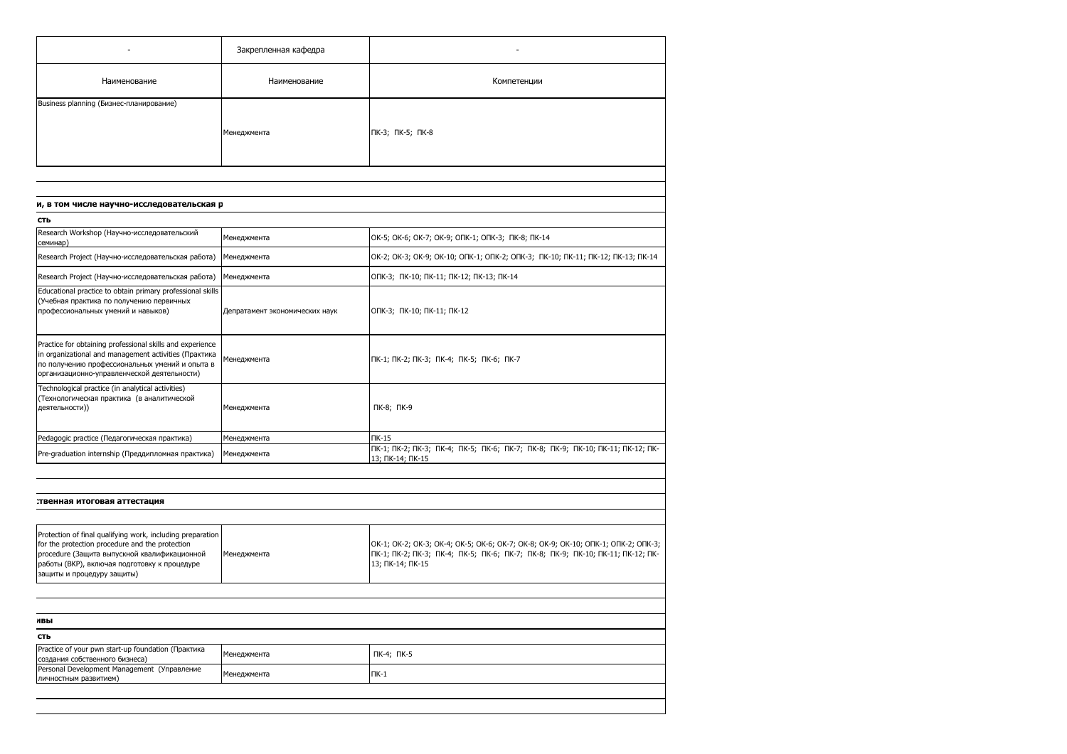| - | Закрепленная кафедра | - |
|---|---|---|
| Наименование | Наименование | Компетенции |
| Business planning (Бизнес-планирование) | Менеджмента | ПК-3; ПК-5; ПК-8 |
| | | |
| **и, в том числе научно-исследовательская р** | | |
| **сть** | | |
| Research Workshop (Научно-исследовательский семинар) | Менеджмента | ОК-5; ОК-6; ОК-7; ОК-9; ОПК-1; ОПК-3; ПК-8; ПК-14 |
| Research Project (Научно-исследовательская работа) | Менеджмента | ОК-2; ОК-3; ОК-9; ОК-10; ОПК-1; ОПК-2; ОПК-3; ПК-10; ПК-11; ПК-12; ПК-13; ПК-14 |
| Research Project (Научно-исследовательская работа) | Менеджмента | ОПК-3; ПК-10; ПК-11; ПК-12; ПК-13; ПК-14 |
| Educational practice to obtain primary professional skills (Учебная практика по получению первичных профессиональных умений и навыков) | Депратамент экономических наук | ОПК-3; ПК-10; ПК-11; ПК-12 |
| Practice for obtaining professional skills and experience in organizational and management activities (Практика по получению профессиональных умений и опыта в организационно-управленческой деятельности) | Менеджмента | ПК-1; ПК-2; ПК-3; ПК-4; ПК-5; ПК-6; ПК-7 |
| Technological practice (in analytical activities) (Технологическая практика (в аналитической деятельности)) | Менеджмента | ПК-8; ПК-9 |
| Pedagogic practice (Педагогическая практика) | Менеджмента | ПК-15 |
| Pre-graduation internship (Преддипломная практика) | Менеджмента | ПК-1; ПК-2; ПК-3; ПК-4; ПК-5; ПК-6; ПК-7; ПК-8; ПК-9; ПК-10; ПК-11; ПК-12; ПК-13; ПК-14; ПК-15 |
| | | |
| **:твенная итоговая аттестация** | | |
| | | |
| Protection of final qualifying work, including preparation for the protection procedure and the protection procedure (Защита выпускной квалификационной работы (ВКР), включая подготовку к процедуре защиты и процедуру защиты) | Менеджмента | ОК-1; ОК-2; ОК-3; ОК-4; ОК-5; ОК-6; ОК-7; ОК-8; ОК-9; ОК-10; ОПК-1; ОПК-2; ОПК-3; ПК-1; ПК-2; ПК-3; ПК-4; ПК-5; ПК-6; ПК-7; ПК-8; ПК-9; ПК-10; ПК-11; ПК-12; ПК-13; ПК-14; ПК-15 |
| | | |
| **ивы** | | |
| **сть** | | |
| Practice of your pwn start-up foundation (Практика создания собственного бизнеса) | Менеджмента | ПК-4; ПК-5 |
| Personal Development Management (Управление личностным развитием) | Менеджмента | ПК-1 |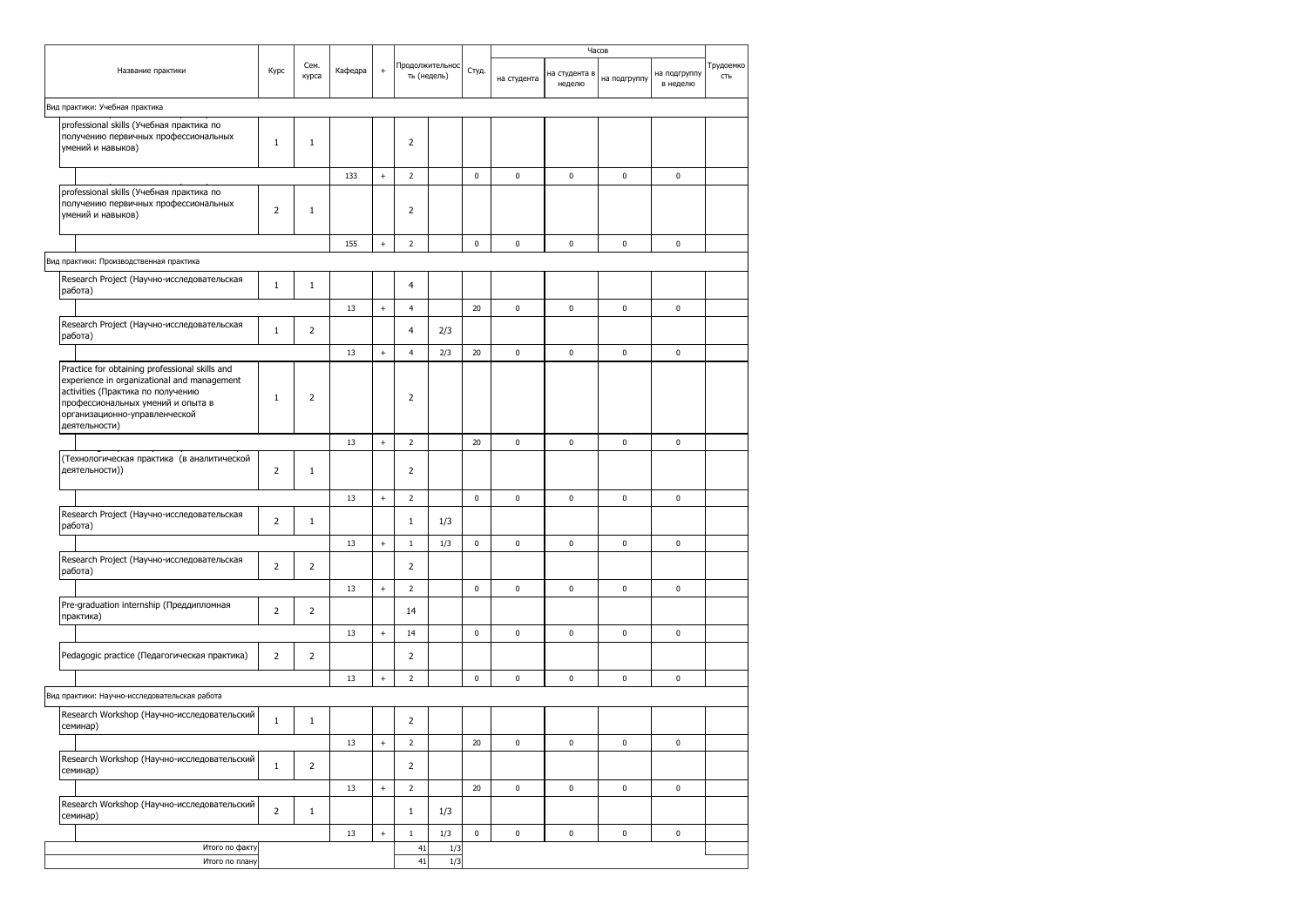| Название практики | Курс | Сем. курса | Кафедра | + | Продолжительность (недель) | | Студ. | Часов | | | | Трудоемкость |
|---|---|---|---|---|---|---|---|---|---|---|---|---|
| | | | | | | | | на студента | на студента в неделю | на подгруппу | на подгруппу в неделю | |
| Вид практики: Учебная практика | | | | | | | | | | | | |
| professional skills (Учебная практика по получению первичных профессиональных умений и навыков) | 1 | 1 | | | 2 | | | | | | | |
| | | | 133 | + | 2 | | 0 | 0 | 0 | 0 | 0 | |
| professional skills (Учебная практика по получению первичных профессиональных умений и навыков) | 2 | 1 | | | 2 | | | | | | | |
| | | | 155 | + | 2 | | 0 | 0 | 0 | 0 | 0 | |
| Вид практики: Производственная практика | | | | | | | | | | | | |
| Research Project (Научно-исследовательская работа) | 1 | 1 | | | 4 | | | | | | | |
| | | | 13 | + | 4 | | 20 | 0 | 0 | 0 | 0 | |
| Research Project (Научно-исследовательская работа) | 1 | 2 | | | 4 | 2/3 | | | | | | |
| | | | 13 | + | 4 | 2/3 | 20 | 0 | 0 | 0 | 0 | |
| Practice for obtaining professional skills and experience in organizational and management activities (Практика по получению профессиональных умений и опыта в организационно-управленческой деятельности) | 1 | 2 | | | 2 | | | | | | | |
| | | | 13 | + | 2 | | 20 | 0 | 0 | 0 | 0 | |
| (Технологическая практика (в аналитической деятельности)) | 2 | 1 | | | 2 | | | | | | | |
| | | | 13 | + | 2 | | 0 | 0 | 0 | 0 | 0 | |
| Research Project (Научно-исследовательская работа) | 2 | 1 | | | 1 | 1/3 | | | | | | |
| | | | 13 | + | 1 | 1/3 | 0 | 0 | 0 | 0 | 0 | |
| Research Project (Научно-исследовательская работа) | 2 | 2 | | | 2 | | | | | | | |
| | | | 13 | + | 2 | | 0 | 0 | 0 | 0 | 0 | |
| Pre-graduation internship (Преддипломная практика) | 2 | 2 | | | 14 | | | | | | | |
| | | | 13 | + | 14 | | 0 | 0 | 0 | 0 | 0 | |
| Pedagogic practice (Педагогическая практика) | 2 | 2 | | | 2 | | | | | | | |
| | | | 13 | + | 2 | | 0 | 0 | 0 | 0 | 0 | |
| Вид практики: Научно-исследовательская работа | | | | | | | | | | | | |
| Research Workshop (Научно-исследовательский семинар) | 1 | 1 | | | 2 | | | | | | | |
| | | | 13 | + | 2 | | 20 | 0 | 0 | 0 | 0 | |
| Research Workshop (Научно-исследовательский семинар) | 1 | 2 | | | 2 | | | | | | | |
| | | | 13 | + | 2 | | 20 | 0 | 0 | 0 | 0 | |
| Research Workshop (Научно-исследовательский семинар) | 2 | 1 | | | 1 | 1/3 | | | | | | |
| | | | 13 | + | 1 | 1/3 | 0 | 0 | 0 | 0 | 0 | |
| Итого по факту | | | | | 41 | 1/3 | | | | | | |
| Итого по плану | | | | | 41 | 1/3 | | | | | | |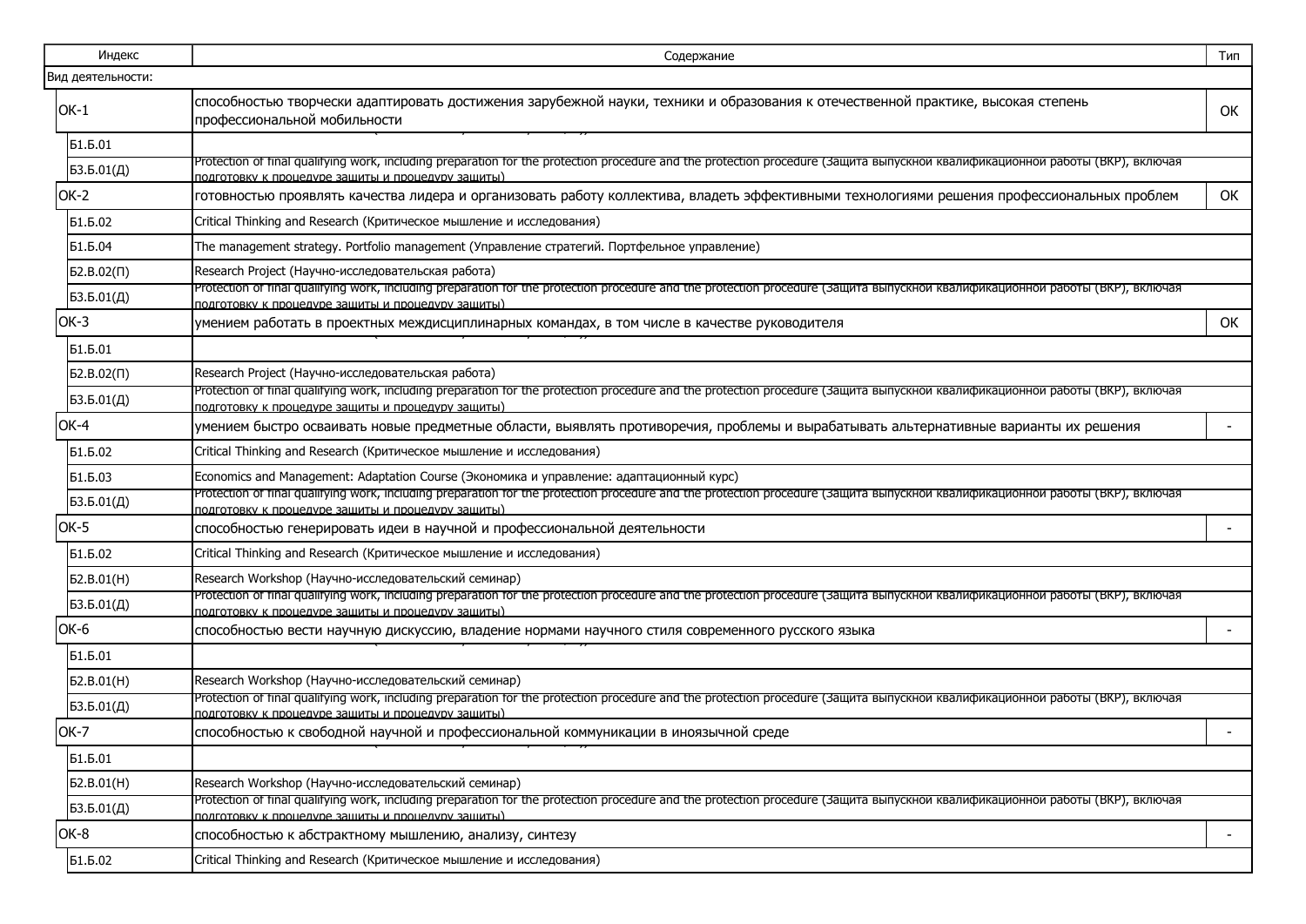| Индекс | Содержание | Тип |
|---|---|---|
| Вид деятельности: | | |
| ОК-1 | способностью творчески адаптировать достижения зарубежной науки, техники и образования к отечественной практике, высокая степень профессиональной мобильности | ОК |
| Б1.Б.01 | | |
| Б3.Б.01(Д) | Protection of final qualifying work, including preparation for the protection procedure and the protection procedure (Защита выпускной квалификационной работы (ВКР), включая подготовку к процедуре защиты и процедуру защиты) | |
| ОК-2 | готовностью проявлять качества лидера и организовать работу коллектива, владеть эффективными технологиями решения профессиональных проблем | ОК |
| Б1.Б.02 | Critical Thinking and Research (Критическое мышление и исследования) | |
| Б1.Б.04 | The management strategy. Portfolio management (Управление стратегий. Портфельное управление) | |
| Б2.В.02(П) | Research Project (Научно-исследовательская работа) | |
| Б3.Б.01(Д) | Protection of final qualifying work, including preparation for the protection procedure and the protection procedure (Защита выпускной квалификационной работы (ВКР), включая подготовку к процедуре защиты и процедуру защиты) | |
| ОК-3 | умением работать в проектных междисциплинарных командах, в том числе в качестве руководителя | ОК |
| Б1.Б.01 | | |
| Б2.В.02(П) | Research Project (Научно-исследовательская работа) | |
| Б3.Б.01(Д) | Protection of final qualifying work, including preparation for the protection procedure and the protection procedure (Защита выпускной квалификационной работы (ВКР), включая подготовку к процедуре защиты и процедуру защиты) | |
| ОК-4 | умением быстро осваивать новые предметные области, выявлять противоречия, проблемы и вырабатывать альтернативные варианты их решения | - |
| Б1.Б.02 | Critical Thinking and Research (Критическое мышление и исследования) | |
| Б1.Б.03 | Economics and Management: Adaptation Course (Экономика и управление: адаптационный курс) | |
| Б3.Б.01(Д) | Protection of final qualifying work, including preparation for the protection procedure and the protection procedure (Защита выпускной квалификационной работы (ВКР), включая подготовку к процедуре защиты и процедуру защиты) | |
| ОК-5 | способностью генерировать идеи в научной и профессиональной деятельности | - |
| Б1.Б.02 | Critical Thinking and Research (Критическое мышление и исследования) | |
| Б2.В.01(Н) | Research Workshop (Научно-исследовательский семинар) | |
| Б3.Б.01(Д) | Protection of final qualifying work, including preparation for the protection procedure and the protection procedure (Защита выпускной квалификационной работы (ВКР), включая подготовку к процедуре защиты и процедуру защиты) | |
| ОК-6 | способностью вести научную дискуссию, владение нормами научного стиля современного русского языка | - |
| Б1.Б.01 | | |
| Б2.В.01(Н) | Research Workshop (Научно-исследовательский семинар) | |
| Б3.Б.01(Д) | Protection of final qualifying work, including preparation for the protection procedure and the protection procedure (Защита выпускной квалификационной работы (ВКР), включая подготовку к процедуре защиты и процедуру защиты) | |
| ОК-7 | способностью к свободной научной и профессиональной коммуникации в иноязычной среде | - |
| Б1.Б.01 | | |
| Б2.В.01(Н) | Research Workshop (Научно-исследовательский семинар) | |
| Б3.Б.01(Д) | Protection of final qualifying work, including preparation for the protection procedure and the protection procedure (Защита выпускной квалификационной работы (ВКР), включая подготовку к процедуре защиты и процедуру защиты) | |
| ОК-8 | способностью к абстрактному мышлению, анализу, синтезу | - |
| Б1.Б.02 | Critical Thinking and Research (Критическое мышление и исследования) | |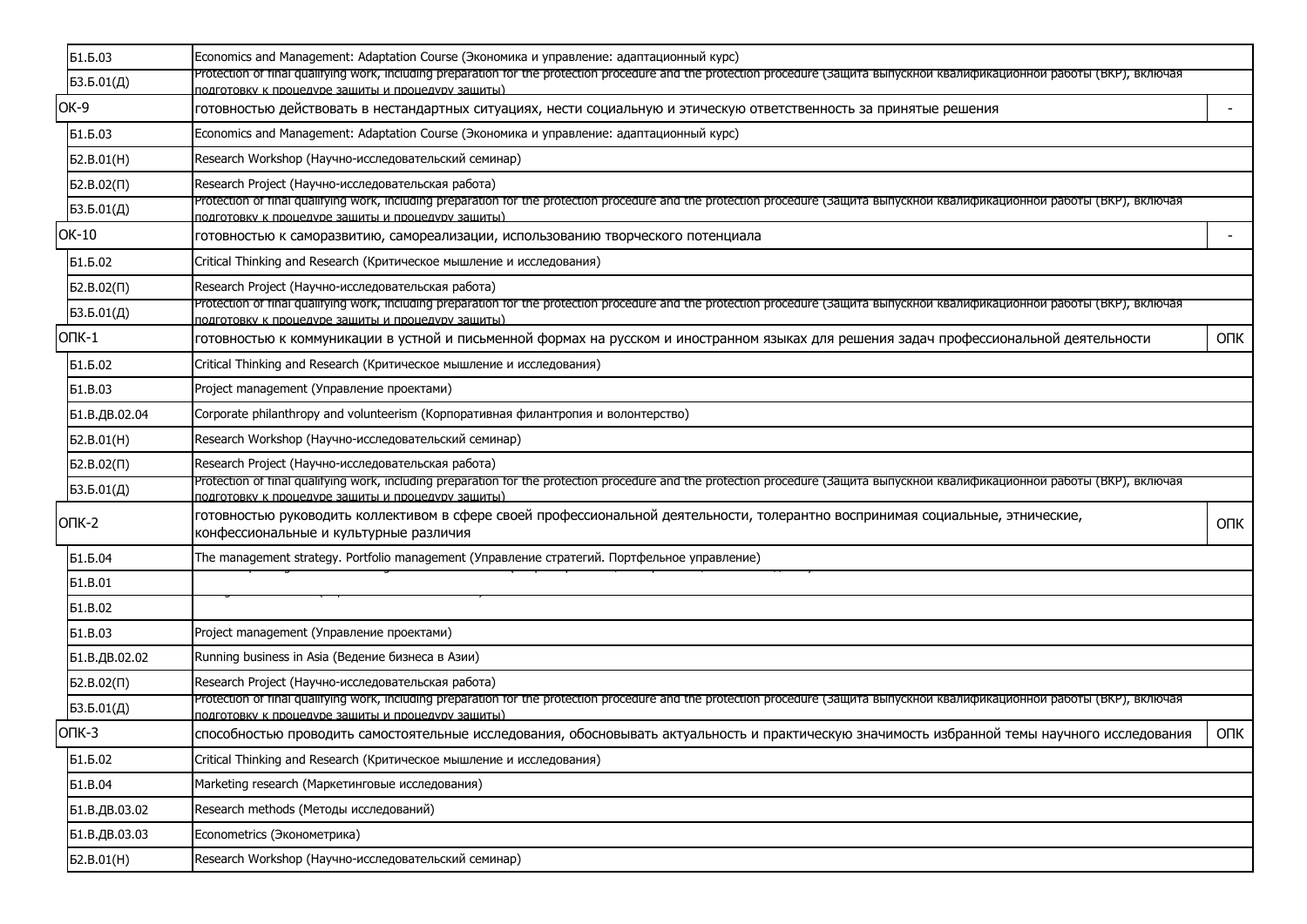| | | |
|---|---|---|
| Б1.Б.03 | Economics and Management: Adaptation Course (Экономика и управление: адаптационный курс) | |
| Б3.Б.01(Д) | Protection of final qualifying work, including preparation for the protection procedure and the protection procedure (Защита выпускной квалификационной работы (ВКР), включая подготовку к процедуре защиты и процедуру защиты) | |
| ОК-9 | готовностью действовать в нестандартных ситуациях, нести социальную и этическую ответственность за принятые решения | - |
| Б1.Б.03 | Economics and Management: Adaptation Course (Экономика и управление: адаптационный курс) | |
| Б2.В.01(Н) | Research Workshop (Научно-исследовательский семинар) | |
| Б2.В.02(П) | Research Project (Научно-исследовательская работа) | |
| Б3.Б.01(Д) | Protection of final qualifying work, including preparation for the protection procedure and the protection procedure (Защита выпускной квалификационной работы (ВКР), включая подготовку к процедуре защиты и процедуру защиты) | |
| ОК-10 | готовностью к саморазвитию, самореализации, использованию творческого потенциала | - |
| Б1.Б.02 | Critical Thinking and Research (Критическое мышление и исследования) | |
| Б2.В.02(П) | Research Project (Научно-исследовательская работа) | |
| Б3.Б.01(Д) | Protection of final qualifying work, including preparation for the protection procedure and the protection procedure (Защита выпускной квалификационной работы (ВКР), включая подготовку к процедуре защиты и процедуру защиты) | |
| ОПК-1 | готовностью к коммуникации в устной и письменной формах на русском и иностранном языках для решения задач профессиональной деятельности | ОПК |
| Б1.Б.02 | Critical Thinking and Research (Критическое мышление и исследования) | |
| Б1.В.03 | Project management (Управление проектами) | |
| Б1.В.ДВ.02.04 | Corporate philanthropy and volunteerism (Корпоративная филантропия и волонтерство) | |
| Б2.В.01(Н) | Research Workshop (Научно-исследовательский семинар) | |
| Б2.В.02(П) | Research Project (Научно-исследовательская работа) | |
| Б3.Б.01(Д) | Protection of final qualifying work, including preparation for the protection procedure and the protection procedure (Защита выпускной квалификационной работы (ВКР), включая подготовку к процедуре защиты и процедуру защиты) | |
| ОПК-2 | готовностью руководить коллективом в сфере своей профессиональной деятельности, толерантно воспринимая социальные, этнические, конфессиональные и культурные различия | ОПК |
| Б1.Б.04 | The management strategy. Portfolio management (Управление стратегий. Портфельное управление) | |
| Б1.В.01 | | |
| Б1.В.02 | | |
| Б1.В.03 | Project management (Управление проектами) | |
| Б1.В.ДВ.02.02 | Running business in Asia (Ведение бизнеса в Азии) | |
| Б2.В.02(П) | Research Project (Научно-исследовательская работа) | |
| Б3.Б.01(Д) | Protection of final qualifying work, including preparation for the protection procedure and the protection procedure (Защита выпускной квалификационной работы (ВКР), включая подготовку к процедуре защиты и процедуру защиты) | |
| ОПК-3 | способностью проводить самостоятельные исследования, обосновывать актуальность и практическую значимость избранной темы научного исследования | ОПК |
| Б1.Б.02 | Critical Thinking and Research (Критическое мышление и исследования) | |
| Б1.В.04 | Marketing research (Маркетинговые исследования) | |
| Б1.В.ДВ.03.02 | Research methods (Методы исследований) | |
| Б1.В.ДВ.03.03 | Econometrics (Эконометрика) | |
| Б2.В.01(Н) | Research Workshop (Научно-исследовательский семинар) | |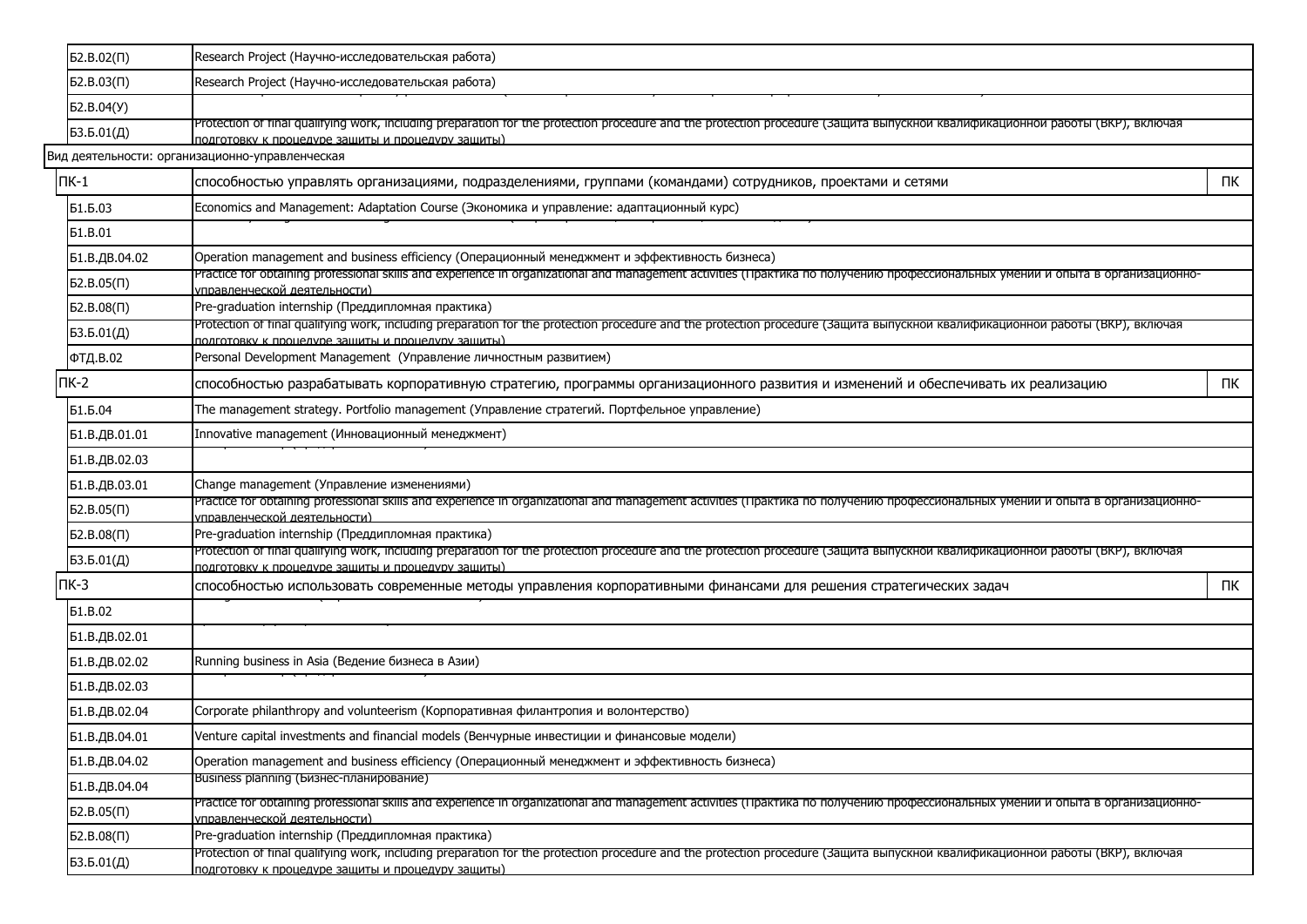| | | |
|---|---|---|
| Б2.В.02(П) | Research Project (Научно-исследовательская работа) | |
| Б2.В.03(П) | Research Project (Научно-исследовательская работа) | |
| Б2.В.04(У) | | |
| Б3.Б.01(Д) | Protection of final qualifying work, including preparation for the protection procedure and the protection procedure (Защита выпускной квалификационной работы (ВКР), включая подготовку к процедуре защиты и процедуру защиты) | |
| Вид деятельности: организационно-управленческая | | |
| ПК-1 | способностью управлять организациями, подразделениями, группами (командами) сотрудников, проектами и сетями | ПК |
| Б1.Б.03 | Economics and Management: Adaptation Course (Экономика и управление: адаптационный курс) | |
| Б1.В.01 | | |
| Б1.В.ДВ.04.02 | Operation management and business efficiency (Операционный менеджмент и эффективность бизнеса) | |
| Б2.В.05(П) | Practice for obtaining professional skills and experience in organizational and management activities (Практика по получению профессиональных умений и опыта в организационно-управленческой деятельности) | |
| Б2.В.08(П) | Pre-graduation internship (Преддипломная практика) | |
| Б3.Б.01(Д) | Protection of final qualifying work, including preparation for the protection procedure and the protection procedure (Защита выпускной квалификационной работы (ВКР), включая подготовку к процедуре защиты и процедуру защиты) | |
| ФТД.В.02 | Personal Development Management (Управление личностным развитием) | |
| ПК-2 | способностью разрабатывать корпоративную стратегию, программы организационного развития и изменений и обеспечивать их реализацию | ПК |
| Б1.Б.04 | The management strategy. Portfolio management (Управление стратегий. Портфельное управление) | |
| Б1.В.ДВ.01.01 | Innovative management (Инновационный менеджмент) | |
| Б1.В.ДВ.02.03 | | |
| Б1.В.ДВ.03.01 | Change management (Управление изменениями) | |
| Б2.В.05(П) | Practice for obtaining professional skills and experience in organizational and management activities (Практика по получению профессиональных умений и опыта в организационно-управленческой деятельности) | |
| Б2.В.08(П) | Pre-graduation internship (Преддипломная практика) | |
| Б3.Б.01(Д) | Protection of final qualifying work, including preparation for the protection procedure and the protection procedure (Защита выпускной квалификационной работы (ВКР), включая подготовку к процедуре защиты и процедуру защиты) | |
| ПК-3 | способностью использовать современные методы управления корпоративными финансами для решения стратегических задач | ПК |
| Б1.В.02 | | |
| Б1.В.ДВ.02.01 | | |
| Б1.В.ДВ.02.02 | Running business in Asia (Ведение бизнеса в Азии) | |
| Б1.В.ДВ.02.03 | | |
| Б1.В.ДВ.02.04 | Corporate philanthropy and volunteerism (Корпоративная филантропия и волонтерство) | |
| Б1.В.ДВ.04.01 | Venture capital investments and financial models (Венчурные инвестиции и финансовые модели) | |
| Б1.В.ДВ.04.02 | Operation management and business efficiency (Операционный менеджмент и эффективность бизнеса) | |
| Б1.В.ДВ.04.04 | Business planning (Бизнес-планирование) | |
| Б2.В.05(П) | Practice for obtaining professional skills and experience in organizational and management activities (Практика по получению профессиональных умений и опыта в организационно-управленческой деятельности) | |
| Б2.В.08(П) | Pre-graduation internship (Преддипломная практика) | |
| Б3.Б.01(Д) | Protection of final qualifying work, including preparation for the protection procedure and the protection procedure (Защита выпускной квалификационной работы (ВКР), включая подготовку к процедуре защиты и процедуру защиты) | |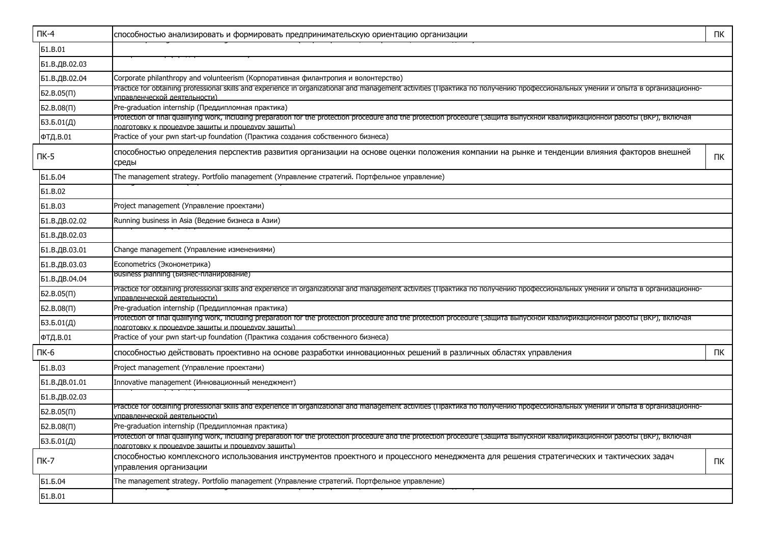| | | |
|---|---|---|
| ПК-4 | способностью анализировать и формировать предпринимательскую ориентацию организации | ПК |
| Б1.В.01 | | |
| Б1.В.ДВ.02.03 | | |
| Б1.В.ДВ.02.04 | Corporate philanthropy and volunteerism (Корпоративная филантропия и волонтерство) | |
| Б2.В.05(П) | Practice for obtaining professional skills and experience in organizational and management activities (Практика по получению профессиональных умений и опыта в организационно-управленческой деятельности) | |
| Б2.В.08(П) | Pre-graduation internship (Преддипломная практика) | |
| Б3.Б.01(Д) | Protection of final qualifying work, including preparation for the protection procedure and the protection procedure (Защита выпускной квалификационной работы (ВКР), включая подготовку к процедуре защиты и процедуру защиты) | |
| ФТД.В.01 | Practice of your pwn start-up foundation (Практика создания собственного бизнеса) | |
| ПК-5 | способностью определения перспектив развития организации на основе оценки положения компании на рынке и тенденции влияния факторов внешней среды | ПК |
| Б1.Б.04 | The management strategy. Portfolio management (Управление стратегий. Портфельное управление) | |
| Б1.В.02 | | |
| Б1.В.03 | Project management (Управление проектами) | |
| Б1.В.ДВ.02.02 | Running business in Asia (Ведение бизнеса в Азии) | |
| Б1.В.ДВ.02.03 | | |
| Б1.В.ДВ.03.01 | Change management (Управление изменениями) | |
| Б1.В.ДВ.03.03 | Econometrics (Эконометрика) | |
| Б1.В.ДВ.04.04 | Business planning (Бизнес-планирование) | |
| Б2.В.05(П) | Practice for obtaining professional skills and experience in organizational and management activities (Практика по получению профессиональных умений и опыта в организационно-управленческой деятельности) | |
| Б2.В.08(П) | Pre-graduation internship (Преддипломная практика) | |
| Б3.Б.01(Д) | Protection of final qualifying work, including preparation for the protection procedure and the protection procedure (Защита выпускной квалификационной работы (ВКР), включая подготовку к процедуре защиты и процедуру защиты) | |
| ФТД.В.01 | Practice of your pwn start-up foundation (Практика создания собственного бизнеса) | |
| ПК-6 | способностью действовать проективно на основе разработки инновационных решений в различных областях управления | ПК |
| Б1.В.03 | Project management (Управление проектами) | |
| Б1.В.ДВ.01.01 | Innovative management (Инновационный менеджмент) | |
| Б1.В.ДВ.02.03 | | |
| Б2.В.05(П) | Practice for obtaining professional skills and experience in organizational and management activities (Практика по получению профессиональных умений и опыта в организационно-управленческой деятельности) | |
| Б2.В.08(П) | Pre-graduation internship (Преддипломная практика) | |
| Б3.Б.01(Д) | Protection of final qualifying work, including preparation for the protection procedure and the protection procedure (Защита выпускной квалификационной работы (ВКР), включая подготовку к процедуре защиты и процедуру защиты) | |
| ПК-7 | способностью комплексного использования инструментов проектного и процессного менеджмента для решения стратегических и тактических задач управления организации | ПК |
| Б1.Б.04 | The management strategy. Portfolio management (Управление стратегий. Портфельное управление) | |
| Б1.В.01 | | |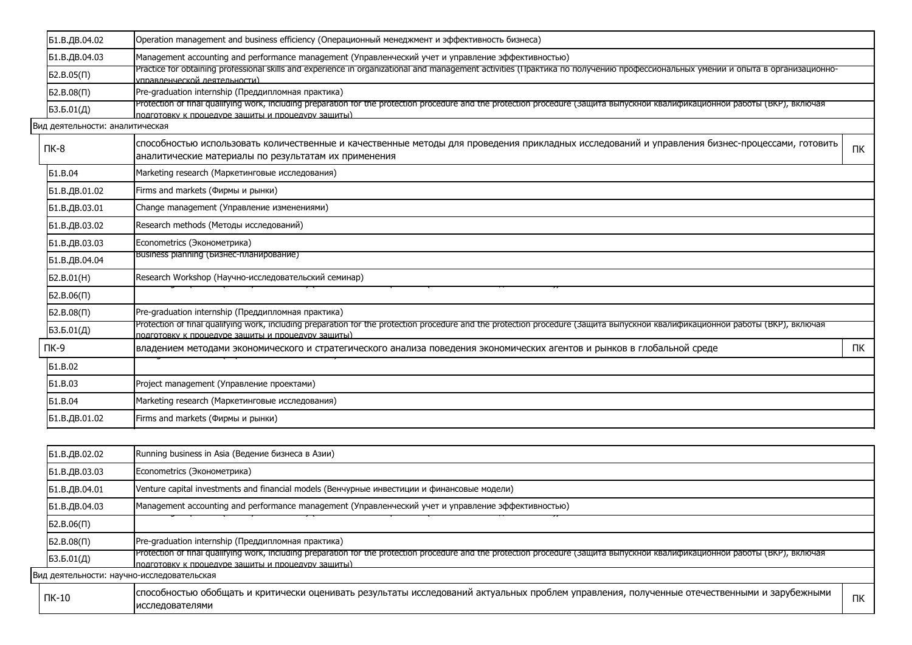| | | |
|---|---|---|
| Б1.В.ДВ.04.02 | Operation management and business efficiency (Операционный менеджмент и эффективность бизнеса) | |
| Б1.В.ДВ.04.03 | Management accounting and performance management (Управленческий учет и управление эффективностью) | |
| Б2.В.05(П) | Practice for obtaining professional skills and experience in organizational and management activities (Практика по получению профессиональных умений и опыта в организационно-управленческой деятельности) | |
| Б2.В.08(П) | Pre-graduation internship (Преддипломная практика) | |
| Б3.Б.01(Д) | Protection of final qualifying work, including preparation for the protection procedure and the protection procedure (Защита выпускной квалификационной работы (ВКР), включая подготовку к процедуре защиты и процедуру защиты) | |
| Вид деятельности: аналитическая | | |
| ПК-8 | способностью использовать количественные и качественные методы для проведения прикладных исследований и управления бизнес-процессами, готовить аналитические материалы по результатам их применения | ПК |
| Б1.В.04 | Marketing research (Маркетинговые исследования) | |
| Б1.В.ДВ.01.02 | Firms and markets (Фирмы и рынки) | |
| Б1.В.ДВ.03.01 | Change management (Управление изменениями) | |
| Б1.В.ДВ.03.02 | Research methods (Методы исследований) | |
| Б1.В.ДВ.03.03 | Econometrics (Эконометрика) | |
| Б1.В.ДВ.04.04 | Business planning (Бизнес-планирование) | |
| Б2.В.01(Н) | Research Workshop (Научно-исследовательский семинар) | |
| Б2.В.06(П) | | |
| Б2.В.08(П) | Pre-graduation internship (Преддипломная практика) | |
| Б3.Б.01(Д) | Protection of final qualifying work, including preparation for the protection procedure and the protection procedure (Защита выпускной квалификационной работы (ВКР), включая подготовку к процедуре защиты и процедуру защиты) | |
| ПК-9 | владением методами экономического и стратегического анализа поведения экономических агентов и рынков в глобальной среде | ПК |
| Б1.В.02 | | |
| Б1.В.03 | Project management (Управление проектами) | |
| Б1.В.04 | Marketing research (Маркетинговые исследования) | |
| Б1.В.ДВ.01.02 | Firms and markets (Фирмы и рынки) | |
| Б1.В.ДВ.02.02 | Running business in Asia (Ведение бизнеса в Азии) | |
| Б1.В.ДВ.03.03 | Econometrics (Эконометрика) | |
| Б1.В.ДВ.04.01 | Venture capital investments and financial models (Венчурные инвестиции и финансовые модели) | |
| Б1.В.ДВ.04.03 | Management accounting and performance management (Управленческий учет и управление эффективностью) | |
| Б2.В.06(П) | | |
| Б2.В.08(П) | Pre-graduation internship (Преддипломная практика) | |
| Б3.Б.01(Д) | Protection of final qualifying work, including preparation for the protection procedure and the protection procedure (Защита выпускной квалификационной работы (ВКР), включая подготовку к процедуре защиты и процедуру защиты) | |
| Вид деятельности: научно-исследовательская | | |
| ПК-10 | способностью обобщать и критически оценивать результаты исследований актуальных проблем управления, полученные отечественными и зарубежными исследователями | ПК |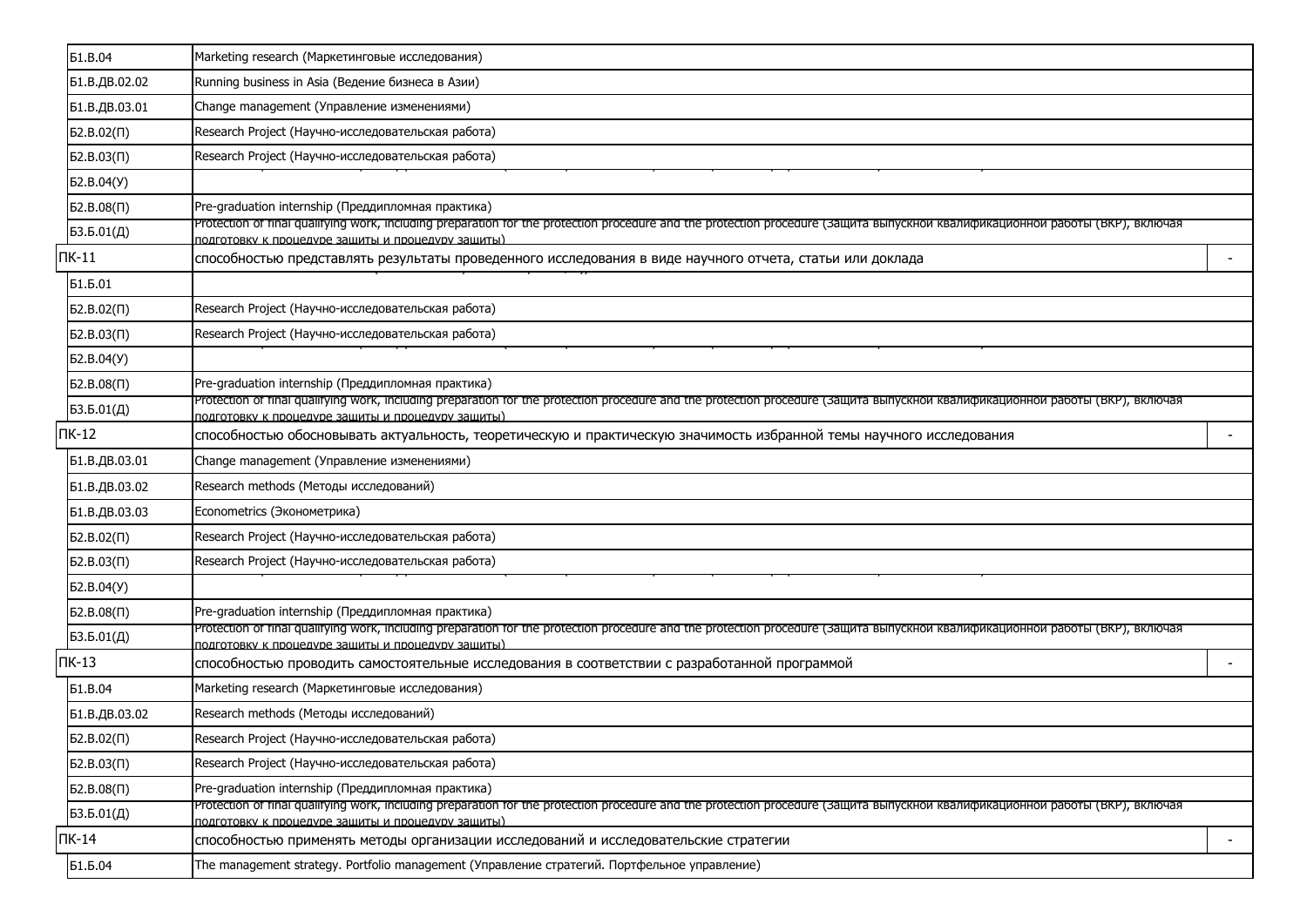| | | |
|---|---|---|
| Б1.В.04 | Marketing research (Маркетинговые исследования) | |
| Б1.В.ДВ.02.02 | Running business in Asia (Ведение бизнеса в Азии) | |
| Б1.В.ДВ.03.01 | Change management (Управление изменениями) | |
| Б2.В.02(П) | Research Project (Научно-исследовательская работа) | |
| Б2.В.03(П) | Research Project (Научно-исследовательская работа) | |
| Б2.В.04(У) | | |
| Б2.В.08(П) | Pre-graduation internship (Преддипломная практика) | |
| Б3.Б.01(Д) | Protection of final qualifying work, including preparation for the protection procedure and the protection procedure (Защита выпускной квалификационной работы (ВКР), включая подготовку к процедуре защиты и процедуру защиты) | |
| ПК-11 | способностью представлять результаты проведенного исследования в виде научного отчета, статьи или доклада | - |
| Б1.Б.01 | | |
| Б2.В.02(П) | Research Project (Научно-исследовательская работа) | |
| Б2.В.03(П) | Research Project (Научно-исследовательская работа) | |
| Б2.В.04(У) | | |
| Б2.В.08(П) | Pre-graduation internship (Преддипломная практика) | |
| Б3.Б.01(Д) | Protection of final qualifying work, including preparation for the protection procedure and the protection procedure (Защита выпускной квалификационной работы (ВКР), включая подготовку к процедуре защиты и процедуру защиты) | |
| ПК-12 | способностью обосновывать актуальность, теоретическую и практическую значимость избранной темы научного исследования | - |
| Б1.В.ДВ.03.01 | Change management (Управление изменениями) | |
| Б1.В.ДВ.03.02 | Research methods (Методы исследований) | |
| Б1.В.ДВ.03.03 | Econometrics (Эконометрика) | |
| Б2.В.02(П) | Research Project (Научно-исследовательская работа) | |
| Б2.В.03(П) | Research Project (Научно-исследовательская работа) | |
| Б2.В.04(У) | | |
| Б2.В.08(П) | Pre-graduation internship (Преддипломная практика) | |
| Б3.Б.01(Д) | Protection of final qualifying work, including preparation for the protection procedure and the protection procedure (Защита выпускной квалификационной работы (ВКР), включая подготовку к процедуре защиты и процедуру защиты) | |
| ПК-13 | способностью проводить самостоятельные исследования в соответствии с разработанной программой | - |
| Б1.В.04 | Marketing research (Маркетинговые исследования) | |
| Б1.В.ДВ.03.02 | Research methods (Методы исследований) | |
| Б2.В.02(П) | Research Project (Научно-исследовательская работа) | |
| Б2.В.03(П) | Research Project (Научно-исследовательская работа) | |
| Б2.В.08(П) | Pre-graduation internship (Преддипломная практика) | |
| Б3.Б.01(Д) | Protection of final qualifying work, including preparation for the protection procedure and the protection procedure (Защита выпускной квалификационной работы (ВКР), включая подготовку к процедуре защиты и процедуру защиты) | |
| ПК-14 | способностью применять методы организации исследований и исследовательские стратегии | - |
| Б1.Б.04 | The management strategy. Portfolio management (Управление стратегий. Портфельное управление) | |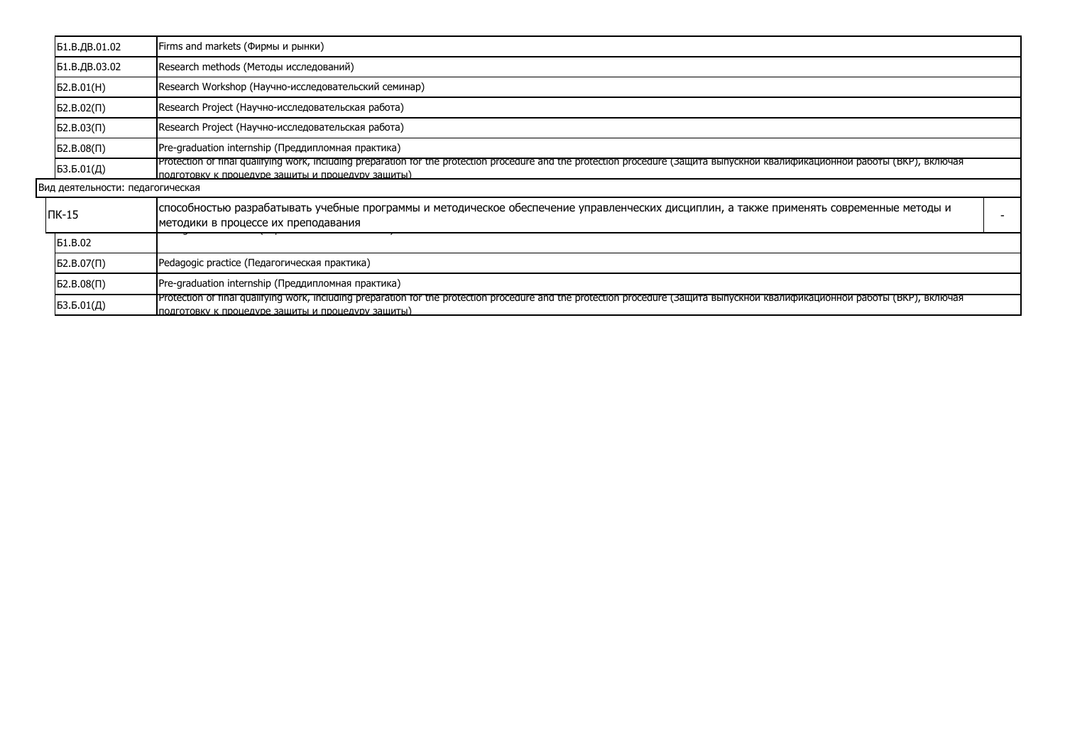| | | |
|---|---|---|
| Б1.В.ДВ.01.02 | Firms and markets (Фирмы и рынки) | |
| Б1.В.ДВ.03.02 | Research methods (Методы исследований) | |
| Б2.В.01(Н) | Research Workshop (Научно-исследовательский семинар) | |
| Б2.В.02(П) | Research Project (Научно-исследовательская работа) | |
| Б2.В.03(П) | Research Project (Научно-исследовательская работа) | |
| Б2.В.08(П) | Pre-graduation internship (Преддипломная практика) | |
| Б3.Б.01(Д) | Protection of final qualifying work, including preparation for the protection procedure and the protection procedure (Защита выпускной квалификационной работы (ВКР), включая подготовку к процедуре защиты и процедуру защиты) | |
| Вид деятельности: педагогическая | | |
| ПК-15 | способностью разрабатывать учебные программы и методическое обеспечение управленческих дисциплин, а также применять современные методы и методики в процессе их преподавания | - |
| Б1.В.02 | | |
| Б2.В.07(П) | Pedagogic practice (Педагогическая практика) | |
| Б2.В.08(П) | Pre-graduation internship (Преддипломная практика) | |
| Б3.Б.01(Д) | Protection of final qualifying work, including preparation for the protection procedure and the protection procedure (Защита выпускной квалификационной работы (ВКР), включая подготовку к процедуре защиты и процедуру защиты) | |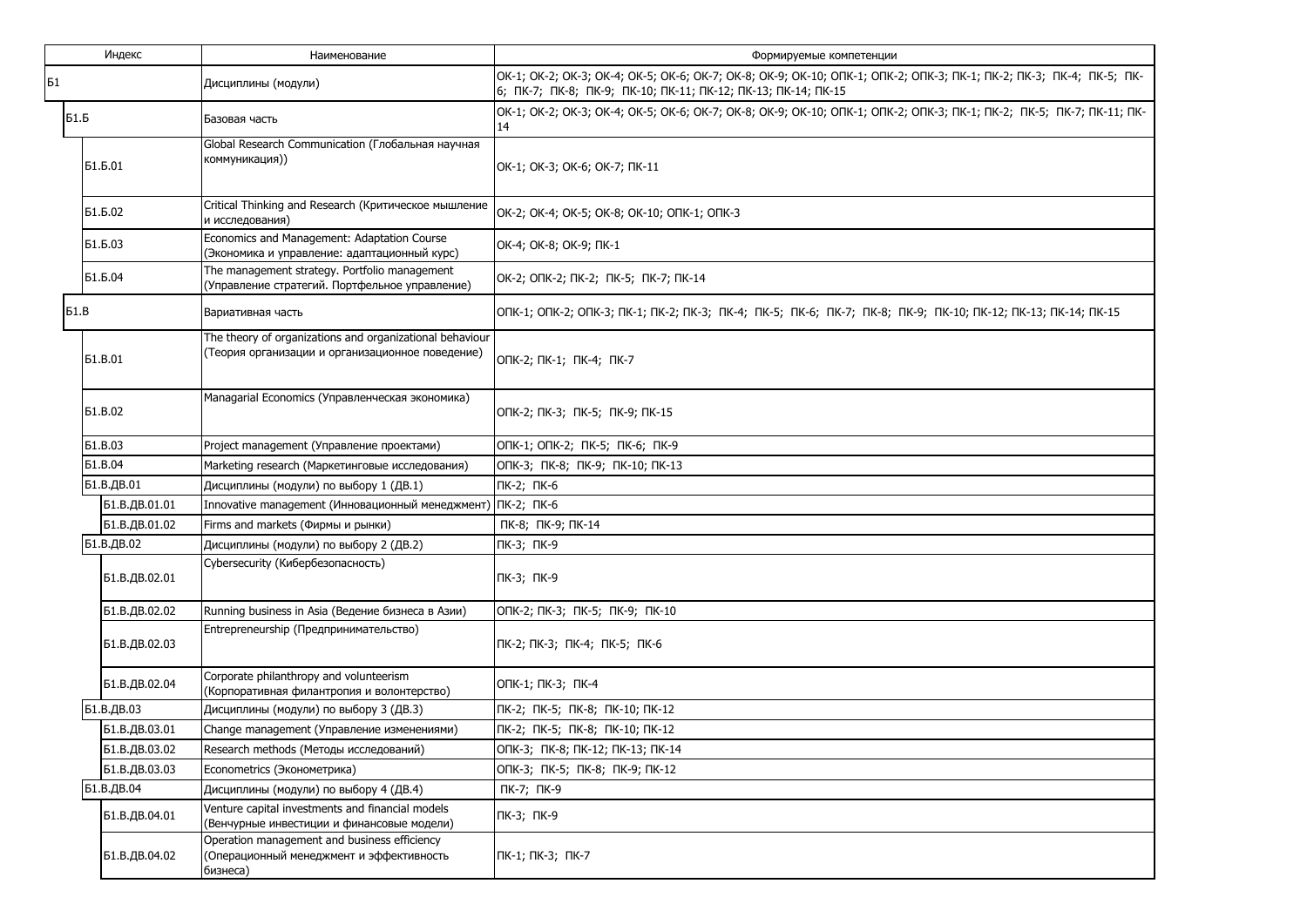| Индекс | Наименование | Формируемые компетенции |
| --- | --- | --- |
| Б1 | Дисциплины (модули) | ОК-1; ОК-2; ОК-3; ОК-4; ОК-5; ОК-6; ОК-7; ОК-8; ОК-9; ОК-10; ОПК-1; ОПК-2; ОПК-3; ПК-1; ПК-2; ПК-3; ПК-4; ПК-5; ПК-6; ПК-7; ПК-8; ПК-9; ПК-10; ПК-11; ПК-12; ПК-13; ПК-14; ПК-15 |
| Б1.Б | Базовая часть | ОК-1; ОК-2; ОК-3; ОК-4; ОК-5; ОК-6; ОК-7; ОК-8; ОК-9; ОК-10; ОПК-1; ОПК-2; ОПК-3; ПК-1; ПК-2; ПК-5; ПК-7; ПК-11; ПК-14 |
| Б1.Б.01 | Global Research Communication (Глобальная научная коммуникация)) | ОК-1; ОК-3; ОК-6; ОК-7; ПК-11 |
| Б1.Б.02 | Critical Thinking and Research (Критическое мышление и исследования) | ОК-2; ОК-4; ОК-5; ОК-8; ОК-10; ОПК-1; ОПК-3 |
| Б1.Б.03 | Economics and Management: Adaptation Course (Экономика и управление: адаптационный курс) | ОК-4; ОК-8; ОК-9; ПК-1 |
| Б1.Б.04 | The management strategy. Portfolio management (Управление стратегий. Портфельное управление) | ОК-2; ОПК-2; ПК-2; ПК-5; ПК-7; ПК-14 |
| Б1.В | Вариативная часть | ОПК-1; ОПК-2; ОПК-3; ПК-1; ПК-2; ПК-3; ПК-4; ПК-5; ПК-6; ПК-7; ПК-8; ПК-9; ПК-10; ПК-12; ПК-13; ПК-14; ПК-15 |
| Б1.В.01 | The theory of organizations and organizational behaviour (Теория организации и организационное поведение) | ОПК-2; ПК-1; ПК-4; ПК-7 |
| Б1.В.02 | Managarial Economics (Управленческая экономика) | ОПК-2; ПК-3; ПК-5; ПК-9; ПК-15 |
| Б1.В.03 | Project management (Управление проектами) | ОПК-1; ОПК-2; ПК-5; ПК-6; ПК-9 |
| Б1.В.04 | Marketing research (Маркетинговые исследования) | ОПК-3; ПК-8; ПК-9; ПК-10; ПК-13 |
| Б1.В.ДВ.01 | Дисциплины (модули) по выбору 1 (ДВ.1) | ПК-2; ПК-6 |
| Б1.В.ДВ.01.01 | Innovative management (Инновационный менеджмент) | ПК-2; ПК-6 |
| Б1.В.ДВ.01.02 | Firms and markets (Фирмы и рынки) | ПК-8; ПК-9; ПК-14 |
| Б1.В.ДВ.02 | Дисциплины (модули) по выбору 2 (ДВ.2) | ПК-3; ПК-9 |
| Б1.В.ДВ.02.01 | Cybersecurity (Кибербезопасность) | ПК-3; ПК-9 |
| Б1.В.ДВ.02.02 | Running business in Asia (Ведение бизнеса в Азии) | ОПК-2; ПК-3; ПК-5; ПК-9; ПК-10 |
| Б1.В.ДВ.02.03 | Entrepreneurship (Предпринимательство) | ПК-2; ПК-3; ПК-4; ПК-5; ПК-6 |
| Б1.В.ДВ.02.04 | Corporate philanthropy and volunteerism (Корпоративная филантропия и волонтерство) | ОПК-1; ПК-3; ПК-4 |
| Б1.В.ДВ.03 | Дисциплины (модули) по выбору 3 (ДВ.3) | ПК-2; ПК-5; ПК-8; ПК-10; ПК-12 |
| Б1.В.ДВ.03.01 | Change management (Управление изменениями) | ПК-2; ПК-5; ПК-8; ПК-10; ПК-12 |
| Б1.В.ДВ.03.02 | Research methods (Методы исследований) | ОПК-3; ПК-8; ПК-12; ПК-13; ПК-14 |
| Б1.В.ДВ.03.03 | Econometrics (Эконометрика) | ОПК-3; ПК-5; ПК-8; ПК-9; ПК-12 |
| Б1.В.ДВ.04 | Дисциплины (модули) по выбору 4 (ДВ.4) | ПК-7; ПК-9 |
| Б1.В.ДВ.04.01 | Venture capital investments and financial models (Венчурные инвестиции и финансовые модели) | ПК-3; ПК-9 |
| Б1.В.ДВ.04.02 | Operation management and business efficiency (Операционный менеджмент и эффективность бизнеса) | ПК-1; ПК-3; ПК-7 |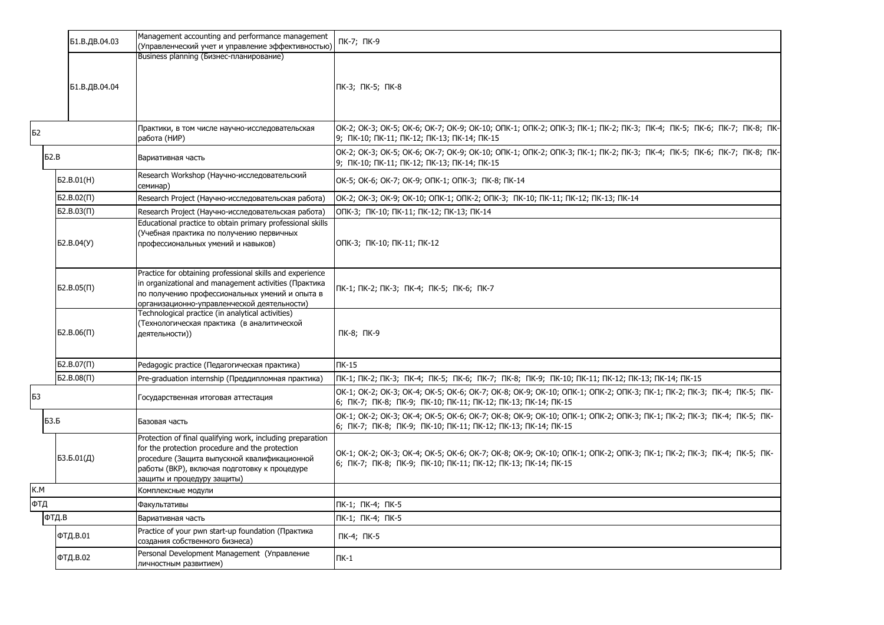| | | |
|---|---|---|
| Б1.В.ДВ.04.03 | Management accounting and performance management (Управленческий учет и управление эффективностью) | ПК-7; ПК-9 |
| Б1.В.ДВ.04.04 | Business planning (Бизнес-планирование) | ПК-3; ПК-5; ПК-8 |
| Б2 | Практики, в том числе научно-исследовательская работа (НИР) | ОК-2; ОК-3; ОК-5; ОК-6; ОК-7; ОК-9; ОК-10; ОПК-1; ОПК-2; ОПК-3; ПК-1; ПК-2; ПК-3; ПК-4; ПК-5; ПК-6; ПК-7; ПК-8; ПК-9; ПК-10; ПК-11; ПК-12; ПК-13; ПК-14; ПК-15 |
| Б2.В | Вариативная часть | ОК-2; ОК-3; ОК-5; ОК-6; ОК-7; ОК-9; ОК-10; ОПК-1; ОПК-2; ОПК-3; ПК-1; ПК-2; ПК-3; ПК-4; ПК-5; ПК-6; ПК-7; ПК-8; ПК-9; ПК-10; ПК-11; ПК-12; ПК-13; ПК-14; ПК-15 |
| Б2.В.01(Н) | Research Workshop (Научно-исследовательский семинар) | ОК-5; ОК-6; ОК-7; ОК-9; ОПК-1; ОПК-3; ПК-8; ПК-14 |
| Б2.В.02(П) | Research Project (Научно-исследовательская работа) | ОК-2; ОК-3; ОК-9; ОК-10; ОПК-1; ОПК-2; ОПК-3; ПК-10; ПК-11; ПК-12; ПК-13; ПК-14 |
| Б2.В.03(П) | Research Project (Научно-исследовательская работа) | ОПК-3; ПК-10; ПК-11; ПК-12; ПК-13; ПК-14 |
| Б2.В.04(У) | Educational practice to obtain primary professional skills (Учебная практика по получению первичных профессиональных умений и навыков) | ОПК-3; ПК-10; ПК-11; ПК-12 |
| Б2.В.05(П) | Practice for obtaining professional skills and experience in organizational and management activities (Практика по получению профессиональных умений и опыта в организационно-управленческой деятельности) | ПК-1; ПК-2; ПК-3; ПК-4; ПК-5; ПК-6; ПК-7 |
| Б2.В.06(П) | Technological practice (in analytical activities) (Технологическая практика (в аналитической деятельности)) | ПК-8; ПК-9 |
| Б2.В.07(П) | Pedagogic practice (Педагогическая практика) | ПК-15 |
| Б2.В.08(П) | Pre-graduation internship (Преддипломная практика) | ПК-1; ПК-2; ПК-3; ПК-4; ПК-5; ПК-6; ПК-7; ПК-8; ПК-9; ПК-10; ПК-11; ПК-12; ПК-13; ПК-14; ПК-15 |
| Б3 | Государственная итоговая аттестация | ОК-1; ОК-2; ОК-3; ОК-4; ОК-5; ОК-6; ОК-7; ОК-8; ОК-9; ОК-10; ОПК-1; ОПК-2; ОПК-3; ПК-1; ПК-2; ПК-3; ПК-4; ПК-5; ПК-6; ПК-7; ПК-8; ПК-9; ПК-10; ПК-11; ПК-12; ПК-13; ПК-14; ПК-15 |
| Б3.Б | Базовая часть | ОК-1; ОК-2; ОК-3; ОК-4; ОК-5; ОК-6; ОК-7; ОК-8; ОК-9; ОК-10; ОПК-1; ОПК-2; ОПК-3; ПК-1; ПК-2; ПК-3; ПК-4; ПК-5; ПК-6; ПК-7; ПК-8; ПК-9; ПК-10; ПК-11; ПК-12; ПК-13; ПК-14; ПК-15 |
| Б3.Б.01(Д) | Protection of final qualifying work, including preparation for the protection procedure and the protection procedure (Защита выпускной квалификационной работы (ВКР), включая подготовку к процедуре защиты и процедуру защиты) | ОК-1; ОК-2; ОК-3; ОК-4; ОК-5; ОК-6; ОК-7; ОК-8; ОК-9; ОК-10; ОПК-1; ОПК-2; ОПК-3; ПК-1; ПК-2; ПК-3; ПК-4; ПК-5; ПК-6; ПК-7; ПК-8; ПК-9; ПК-10; ПК-11; ПК-12; ПК-13; ПК-14; ПК-15 |
| К.М | Комплексные модули | |
| ФТД | Факультативы | ПК-1; ПК-4; ПК-5 |
| ФТД.В | Вариативная часть | ПК-1; ПК-4; ПК-5 |
| ФТД.В.01 | Practice of your pwn start-up foundation (Практика создания собственного бизнеса) | ПК-4; ПК-5 |
| ФТД.В.02 | Personal Development Management (Управление личностным развитием) | ПК-1 |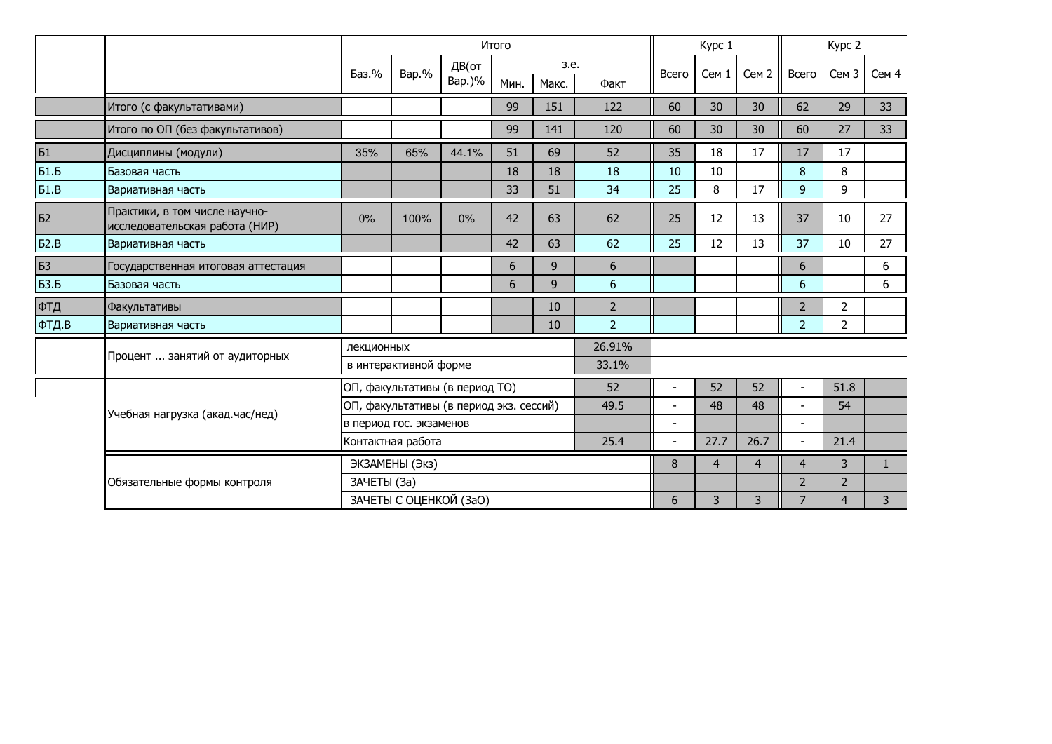| | | Итого | | | | | | Курс 1 | | | Курс 2 | | |
|---|---|---|---|---|---|---|---|---|---|---|---|---|---|
| | | Баз.% | Вар.% | ДВ(от Вар.)% | з.е. | | | Всего | Сем 1 | Сем 2 | Всего | Сем 3 | Сем 4 |
| | | | | | Мин. | Макс. | Факт | | | | | | |
| | Итого (с факультативами) | | | | 99 | 151 | 122 | 60 | 30 | 30 | 62 | 29 | 33 |
| | Итого по ОП (без факультативов) | | | | 99 | 141 | 120 | 60 | 30 | 30 | 60 | 27 | 33 |
| Б1 | Дисциплины (модули) | 35% | 65% | 44.1% | 51 | 69 | 52 | 35 | 18 | 17 | 17 | 17 | |
| Б1.Б | Базовая часть | | | | 18 | 18 | 18 | 10 | 10 | | 8 | 8 | |
| Б1.В | Вариативная часть | | | | 33 | 51 | 34 | 25 | 8 | 17 | 9 | 9 | |
| Б2 | Практики, в том числе научно-исследовательская работа (НИР) | 0% | 100% | 0% | 42 | 63 | 62 | 25 | 12 | 13 | 37 | 10 | 27 |
| Б2.В | Вариативная часть | | | | 42 | 63 | 62 | 25 | 12 | 13 | 37 | 10 | 27 |
| Б3 | Государственная итоговая аттестация | | | | 6 | 9 | 6 | | | | 6 | | 6 |
| Б3.Б | Базовая часть | | | | 6 | 9 | 6 | | | | 6 | | 6 |
| ФТД | Факультативы | | | | | 10 | 2 | | | | 2 | 2 | |
| ФТД.В | Вариативная часть | | | | | 10 | 2 | | | | 2 | 2 | |
| | Процент ... занятий от аудиторных | лекционных | | | | | 26.91% | | | | | | |
| | | в интерактивной форме | | | | | 33.1% | | | | | | |
| | Учебная нагрузка (акад.час/нед) | ОП, факультативы (в период ТО) | | | | | 52 | - | 52 | 52 | - | 51.8 | |
| | | ОП, факультативы (в период экз. сессий) | | | | | 49.5 | - | 48 | 48 | - | 54 | |
| | | в период гос. экзаменов | | | | | | - | | | - | | |
| | | Контактная работа | | | | | 25.4 | - | 27.7 | 26.7 | - | 21.4 | |
| | Обязательные формы контроля | ЭКЗАМЕНЫ (Экз) | | | | | | 8 | 4 | 4 | 4 | 3 | 1 |
| | | ЗАЧЕТЫ (За) | | | | | | | | | 2 | 2 | |
| | | ЗАЧЕТЫ С ОЦЕНКОЙ (ЗаО) | | | | | | 6 | 3 | 3 | 7 | 4 | 3 |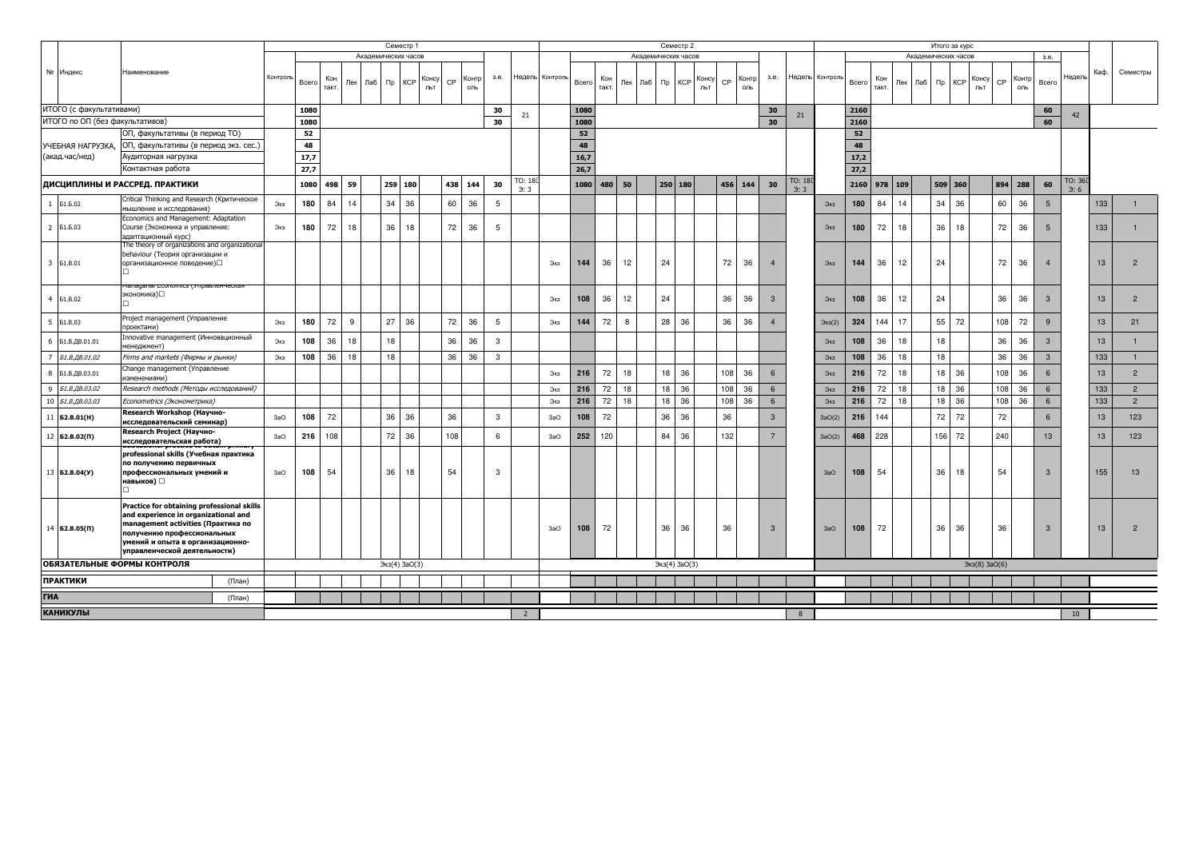| № | Индекс | Наименование | Семестр 1 | | | | | | | | | | | | Семестр 2 | | | | | | | | | | | | Итого за курс | | | | | | | | | | | | Каф. | Семестры |
|---|---|---|---|---|---|---|---|---|---|---|---|---|---|---|---|---|---|---|---|---|---|---|---|---|---|---|---|---|---|---|---|---|---|---|---|---|---|---|---|---|
| | | | | Академических часов | | | | | | | | | | | | Академических часов | | | | | | | | | | | | Академических часов | | | | | | | | з.е. | | | |
| | | | Контроль | Всего | Кон такт. | Лек | Лаб | Пр | КСР | Консульт | СР | Контроль | з.е. | Недель | Контроль | Всего | Кон такт. | Лек | Лаб | Пр | КСР | Консульт | СР | Контроль | з.е. | Недель | Контроль | Всего | Кон такт. | Лек | Лаб | Пр | КСР | Консульт | СР | Контроль | Всего | Недель | | |
| ИТОГО (с факультативами) | | | | 1080 | | | | | | | | | 30 | 21 | | 1080 | | | | | | | | | 30 | 21 | | 2160 | | | | | | | | | 60 | 42 | | |
| ИТОГО по ОП (без факультативов) | | | | 1080 | | | | | | | | | 30 | | | 1080 | | | | | | | | | 30 | | | 2160 | | | | | | | | | 60 | | | |
| УЧЕБНАЯ НАГРУЗКА, (акад.час/нед) | | ОП, факультативы (в период ТО) | | 52 | | | | | | | | | | | | 52 | | | | | | | | | | | | 52 | | | | | | | | | | | | |
| | | ОП, факультативы (в период экз. сес.) | | 48 | | | | | | | | | | | | 48 | | | | | | | | | | | | 48 | | | | | | | | | | | | |
| | | Аудиторная нагрузка | | 17,7 | | | | | | | | | | | | 16,7 | | | | | | | | | | | | 17,2 | | | | | | | | | | | | |
| | | Контактная работа | | 27,7 | | | | | | | | | | | | 26,7 | | | | | | | | | | | | 27,2 | | | | | | | | | | | | |
| ДИСЦИПЛИНЫ И РАССРЕД. ПРАКТИКИ | | | | 1080 | 498 | 59 | | 259 | 180 | | 438 | 144 | 30 | ТО: 18 Э: 3 | | 1080 | 480 | 50 | | 250 | 180 | | 456 | 144 | 30 | ТО: 18 Э: 3 | | 2160 | 978 | 109 | | 509 | 360 | | 894 | 288 | 60 | ТО: 36 Э: 6 | | |
| 1 | Б1.Б.02 | Critical Thinking and Research (Критическое мышление и исследования) | Экз | 180 | 84 | 14 | | 34 | 36 | | 60 | 36 | 5 | | | | | | | | | | | | | | Экз | 180 | 84 | 14 | | 34 | 36 | | 60 | 36 | 5 | | 133 | 1 |
| 2 | Б1.Б.03 | Economics and Management: Adaptation Course (Экономика и управление: адаптационный курс) | Экз | 180 | 72 | 18 | | 36 | 18 | | 72 | 36 | 5 | | | | | | | | | | | | | | Экз | 180 | 72 | 18 | | 36 | 18 | | 72 | 36 | 5 | | 133 | 1 |
| 3 | Б1.В.01 | The theory of organizations and organizational behaviour (Теория организации и организационное поведение) | | | | | | | | | | | | | Экз | 144 | 36 | 12 | | 24 | | | 72 | 36 | 4 | | Экз | 144 | 36 | 12 | | 24 | | | 72 | 36 | 4 | | 13 | 2 |
| 4 | Б1.В.02 | Managerial Economics (Управленческая экономика) | | | | | | | | | | | | | Экз | 108 | 36 | 12 | | 24 | | | 36 | 36 | 3 | | Экз | 108 | 36 | 12 | | 24 | | | 36 | 36 | 3 | | 13 | 2 |
| 5 | Б1.В.03 | Project management (Управление проектами) | Экз | 180 | 72 | 9 | | 27 | 36 | | 72 | 36 | 5 | | Экз | 144 | 72 | 8 | | 28 | 36 | | 36 | 36 | 4 | | Экз(2) | 324 | 144 | 17 | | 55 | 72 | | 108 | 72 | 9 | | 13 | 21 |
| 6 | Б1.В.ДВ.01.01 | Innovative management (Инновационный менеджмент) | Экз | 108 | 36 | 18 | | 18 | | | 36 | 36 | 3 | | | | | | | | | | | | | | Экз | 108 | 36 | 18 | | 18 | | | 36 | 36 | 3 | | 13 | 1 |
| 7 | *Б1.В.ДВ.01.02* | *Firms and markets (Фирмы и рынки)* | Экз | 108 | 36 | 18 | | 18 | | | 36 | 36 | 3 | | | | | | | | | | | | | | Экз | 108 | 36 | 18 | | 18 | | | 36 | 36 | 3 | | 133 | 1 |
| 8 | Б1.В.ДВ.03.01 | Change management (Управление изменениями) | | | | | | | | | | | | | Экз | 216 | 72 | 18 | | 18 | 36 | | 108 | 36 | 6 | | Экз | 216 | 72 | 18 | | 18 | 36 | | 108 | 36 | 6 | | 13 | 2 |
| 9 | *Б1.В.ДВ.03.02* | *Research methods (Методы исследований)* | | | | | | | | | | | | | Экз | 216 | 72 | 18 | | 18 | 36 | | 108 | 36 | 6 | | Экз | 216 | 72 | 18 | | 18 | 36 | | 108 | 36 | 6 | | 133 | 2 |
| 10 | *Б1.В.ДВ.03.03* | *Econometrics (Эконометрика)* | | | | | | | | | | | | | Экз | 216 | 72 | 18 | | 18 | 36 | | 108 | 36 | 6 | | Экз | 216 | 72 | 18 | | 18 | 36 | | 108 | 36 | 6 | | 133 | 2 |
| 11 | **Б2.В.01(Н)** | **Research Workshop (Научно-исследовательский семинар)** | ЗаО | 108 | 72 | | | 36 | 36 | | 36 | | 3 | | ЗаО | 108 | 72 | | | 36 | 36 | | 36 | | 3 | | ЗаО(2) | 216 | 144 | | | 72 | 72 | | 72 | | 6 | | 13 | 123 |
| 12 | **Б2.В.02(П)** | **Research Project (Научно-исследовательская работа)** | ЗаО | 216 | 108 | | | 72 | 36 | | 108 | | 6 | | ЗаО | 252 | 120 | | | 84 | 36 | | 132 | | 7 | | ЗаО(2) | 468 | 228 | | | 156 | 72 | | 240 | | 13 | | 13 | 123 |
| 13 | **Б2.В.04(У)** | **professional skills (Учебная практика по получению первичных профессиональных умений и навыков)** | ЗаО | 108 | 54 | | | 36 | 18 | | 54 | | 3 | | | | | | | | | | | | | | ЗаО | 108 | 54 | | | 36 | 18 | | 54 | | 3 | | 155 | 13 |
| 14 | **Б2.В.05(П)** | **Practice for obtaining professional skills and experience in organizational and management activities (Практика по получению профессиональных умений и опыта в организационно-управленческой деятельности)** | | | | | | | | | | | | | ЗаО | 108 | 72 | | | 36 | 36 | | 36 | | 3 | | ЗаО | 108 | 72 | | | 36 | 36 | | 36 | | 3 | | 13 | 2 |
| **ОБЯЗАТЕЛЬНЫЕ ФОРМЫ КОНТРОЛЯ** | | | Экз(4) ЗаО(3) | | | | | | | | | | | | Экз(4) ЗаО(3) | | | | | | | | | | | | Экз(8) ЗаО(6) | | | | | | | | | | | | | |
| **ПРАКТИКИ** | | (План) | | | | | | | | | | | | | | | | | | | | | | | | | | | | | | | | | | | | | | |
| **ГИА** | | (План) | | | | | | | | | | | | | | | | | | | | | | | | | | | | | | | | | | | | | | |
| **КАНИКУЛЫ** | | | | | | | | | | | | | | 2 | | | | | | | | | | | | 8 | | | | | | | | | | | | 10 | | |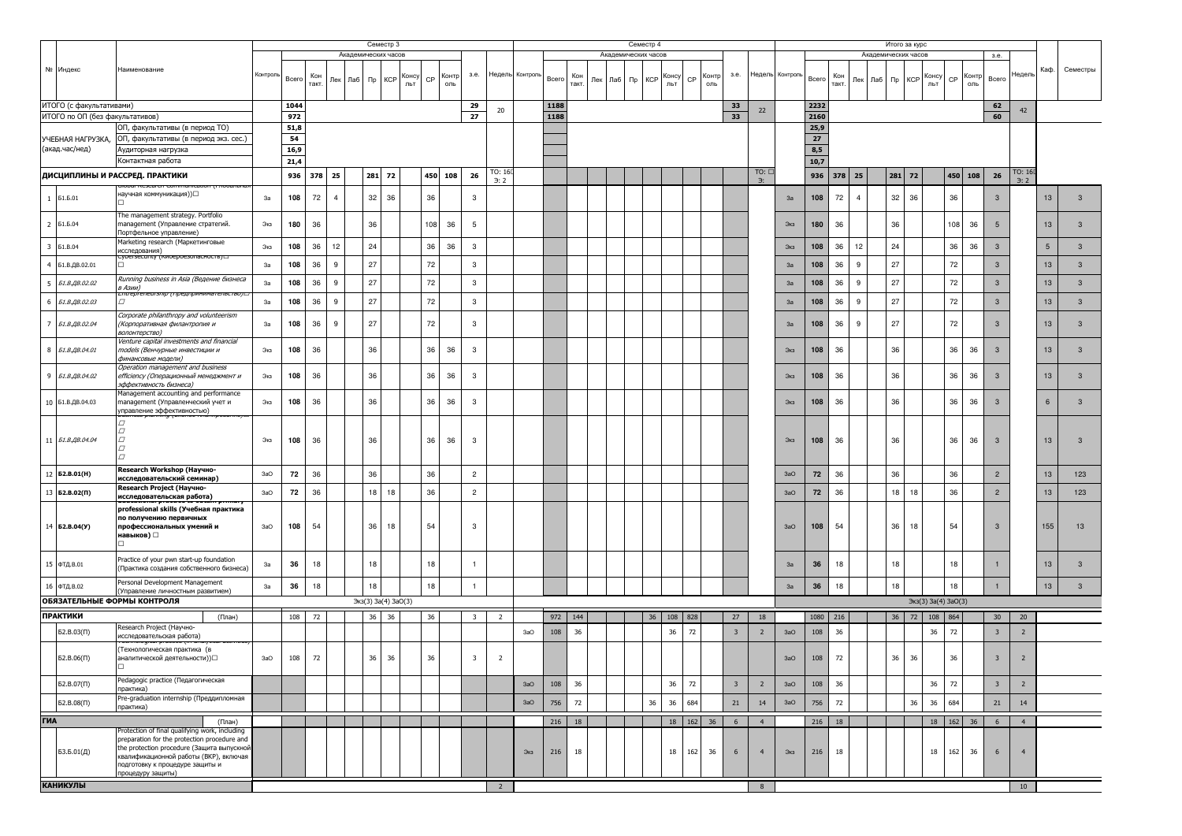| № | Индекс | Наименование | Семестр 3 | | | | | | | | | | | | Семестр 4 | | | | | | | | | | | | Итого за курс | | | | | | | | | | | | Каф. | Семестры |
|---|---|---|---|---|---|---|---|---|---|---|---|---|---|---|---|---|---|---|---|---|---|---|---|---|---|---|---|---|---|---|---|---|---|---|---|---|---|---|---|---|
| | | | | Академических часов | | | | | | | | | | | | Академических часов | | | | | | | | | | | | Академических часов | | | | | | | | | | | | |
| | | | Контроль | Всего | Кон такт. | Лек | Лаб | Пр | КСР | Консульт | СР | Контроль | з.е. | Недель | Контроль | Всего | Кон такт. | Лек | Лаб | Пр | КСР | Консульт | СР | Контроль | з.е. | Недель | Контроль | Всего | Кон такт. | Лек | Лаб | Пр | КСР | Консульт | СР | Контроль | з.е. Всего | Недель | | |
| ИТОГО (с факультативами) | | | | 1044 | | | | | | | | | 29 | 20 | | 1188 | | | | | | | | | 33 | 22 | | 2232 | | | | | | | | | 62 | 42 | | |
| ИТОГО по ОП (без факультативов) | | | | 972 | | | | | | | | | 27 | | | 1188 | | | | | | | | | 33 | | | 2160 | | | | | | | | | 60 | | | |
| УЧЕБНАЯ НАГРУЗКА, (акад.час/нед) | | ОП, факультативы (в период ТО) | | 51,8 | | | | | | | | | | | | | | | | | | | | | | | | 25,9 | | | | | | | | | | | | |
| | | ОП, факультативы (в период экз. сес.) | | 54 | | | | | | | | | | | | | | | | | | | | | | | | 27 | | | | | | | | | | | | |
| | | Аудиторная нагрузка | | 16,9 | | | | | | | | | | | | | | | | | | | | | | | | 8,5 | | | | | | | | | | | | |
| | | Контактная работа | | 21,4 | | | | | | | | | | | | | | | | | | | | | | | | 10,7 | | | | | | | | | | | | |
| ДИСЦИПЛИНЫ И РАССРЕД. ПРАКТИКИ | | | | 936 | 378 | 25 | | 281 | 72 | | 450 | 108 | 26 | ТО: 16 Э: 2 | | | | | | | | | | | | ТО: □ Э: | | 936 | 378 | 25 | | 281 | 72 | | 450 | 108 | 26 | ТО: 16 Э: 2 | | |
| 1 | Б1.Б.01 | Global Research Communication (Глобальная научная коммуникация))□ □ | За | 108 | 72 | 4 | | 32 | 36 | | 36 | | 3 | | | | | | | | | | | | | | За | 108 | 72 | 4 | | 32 | 36 | | 36 | | 3 | | 13 | 3 |
| 2 | Б1.Б.04 | The management strategy. Portfolio management (Управление стратегий. Портфельное управление) | Экз | 180 | 36 | | | 36 | | | 108 | 36 | 5 | | | | | | | | | | | | | | Экз | 180 | 36 | | | 36 | | | 108 | 36 | 5 | | 13 | 3 |
| 3 | Б1.В.04 | Marketing research (Маркетинговые исследования) | Экз | 108 | 36 | 12 | | 24 | | | 36 | 36 | 3 | | | | | | | | | | | | | | Экз | 108 | 36 | 12 | | 24 | | | 36 | 36 | 3 | | 5 | 3 |
| 4 | Б1.В.ДВ.02.01 | Cybersecurity (Кибербезопасность)□ □ | За | 108 | 36 | 9 | | 27 | | | 72 | | 3 | | | | | | | | | | | | | | За | 108 | 36 | 9 | | 27 | | | 72 | | 3 | | 13 | 3 |
| 5 | *Б1.В.ДВ.02.02* | *Running business in Asia (Ведение бизнеса в Азии)* | За | 108 | 36 | 9 | | 27 | | | 72 | | 3 | | | | | | | | | | | | | | За | 108 | 36 | 9 | | 27 | | | 72 | | 3 | | 13 | 3 |
| 6 | *Б1.В.ДВ.02.03* | *Entrepreneurship (Предпринимательство)□ □* | За | 108 | 36 | 9 | | 27 | | | 72 | | 3 | | | | | | | | | | | | | | За | 108 | 36 | 9 | | 27 | | | 72 | | 3 | | 13 | 3 |
| 7 | *Б1.В.ДВ.02.04* | *Corporate philanthropy and volunteerism (Корпоративная филантропия и волонтерство)* | За | 108 | 36 | 9 | | 27 | | | 72 | | 3 | | | | | | | | | | | | | | За | 108 | 36 | 9 | | 27 | | | 72 | | 3 | | 13 | 3 |
| 8 | *Б1.В.ДВ.04.01* | *Venture capital investments and financial models (Венчурные инвестиции и финансовые модели)* | Экз | 108 | 36 | | | 36 | | | 36 | 36 | 3 | | | | | | | | | | | | | | Экз | 108 | 36 | | | 36 | | | 36 | 36 | 3 | | 13 | 3 |
| 9 | *Б1.В.ДВ.04.02* | *Operation management and business efficiency (Операционный менеджмент и эффективность бизнеса)* | Экз | 108 | 36 | | | 36 | | | 36 | 36 | 3 | | | | | | | | | | | | | | Экз | 108 | 36 | | | 36 | | | 36 | 36 | 3 | | 13 | 3 |
| 10 | Б1.В.ДВ.04.03 | Management accounting and performance management (Управленческий учет и управление эффективностью) | Экз | 108 | 36 | | | 36 | | | 36 | 36 | 3 | | | | | | | | | | | | | | Экз | 108 | 36 | | | 36 | | | 36 | 36 | 3 | | 6 | 3 |
| 11 | *Б1.В.ДВ.04.04* | *Business planning (Бизнес-планирование)□ □ □ □ □* | Экз | 108 | 36 | | | 36 | | | 36 | 36 | 3 | | | | | | | | | | | | | | Экз | 108 | 36 | | | 36 | | | 36 | 36 | 3 | | 13 | 3 |
| 12 | **Б2.В.01(Н)** | **Research Workshop (Научно-исследовательский семинар)** | ЗаО | 72 | 36 | | | 36 | | | 36 | | 2 | | | | | | | | | | | | | | ЗаО | 72 | 36 | | | 36 | | | 36 | | 2 | | 13 | 123 |
| 13 | **Б2.В.02(П)** | **Research Project (Научно-исследовательская работа)** | ЗаО | 72 | 36 | | | 18 | 18 | | 36 | | 2 | | | | | | | | | | | | | | ЗаО | 72 | 36 | | | 18 | 18 | | 36 | | 2 | | 13 | 123 |
| 14 | **Б2.В.04(У)** | **Practice for obtaining primary professional skills (Учебная практика по получению первичных профессиональных умений и навыков) □** | ЗаО | 108 | 54 | | | 36 | 18 | | 54 | | 3 | | | | | | | | | | | | | | ЗаО | 108 | 54 | | | 36 | 18 | | 54 | | 3 | | 155 | 13 |
| 15 | ФТД.В.01 | Practice of your pwn start-up foundation (Практика создания собственного бизнеса) | За | 36 | 18 | | | 18 | | | 18 | | 1 | | | | | | | | | | | | | | За | 36 | 18 | | | 18 | | | 18 | | 1 | | 13 | 3 |
| 16 | ФТД.В.02 | Personal Development Management (Управление личностным развитием) | За | 36 | 18 | | | 18 | | | 18 | | 1 | | | | | | | | | | | | | | За | 36 | 18 | | | 18 | | | 18 | | 1 | | 13 | 3 |
| **ОБЯЗАТЕЛЬНЫЕ ФОРМЫ КОНТРОЛЯ** | | | Экз(3) За(4) ЗаО(3) | | | | | | | | | | | | | | | | | | | | | | | | Экз(3) За(4) ЗаО(3) | | | | | | | | | | | | | |
| **ПРАКТИКИ** | | (План) | | 108 | 72 | | | 36 | 36 | | 36 | | 3 | 2 | | 972 | 144 | | | | 36 | 108 | 828 | | 27 | 18 | | 1080 | 216 | | | 36 | 72 | 108 | 864 | | 30 | 20 | | |
| | Б2.В.03(П) | Research Project (Научно-исследовательская работа) | | | | | | | | | | | | | ЗаО | 108 | 36 | | | | | 36 | 72 | | 3 | 2 | ЗаО | 108 | 36 | | | | | 36 | 72 | | 3 | 2 | | |
| | Б2.В.06(П) | Technological practice (in analytical activity) (Технологическая практика (в аналитической деятельности))□ □ | ЗаО | 108 | 72 | | | 36 | 36 | | 36 | | 3 | 2 | | | | | | | | | | | | | ЗаО | 108 | 72 | | | 36 | 36 | | 36 | | 3 | 2 | | |
| | Б2.В.07(П) | Pedagogic practice (Педагогическая практика) | | | | | | | | | | | | | ЗаО | 108 | 36 | | | | | 36 | 72 | | 3 | 2 | ЗаО | 108 | 36 | | | | | 36 | 72 | | 3 | 2 | | |
| | Б2.В.08(П) | Pre-graduation internship (Преддипломная практика) | | | | | | | | | | | | | ЗаО | 756 | 72 | | | | 36 | 36 | 684 | | 21 | 14 | ЗаО | 756 | 72 | | | | 36 | 36 | 684 | | 21 | 14 | | |
| **ГИА** | | (План) | | | | | | | | | | | | | | 216 | 18 | | | | | 18 | 162 | 36 | 6 | 4 | | 216 | 18 | | | | | 18 | 162 | 36 | 6 | 4 | | |
| | Б3.Б.01(Д) | Protection of final qualifying work, including preparation for the protection procedure and the protection procedure (Защита выпускной квалификационной работы (ВКР), включая подготовку к процедуре защиты и процедуру защиты) | | | | | | | | | | | | | Экз | 216 | 18 | | | | | 18 | 162 | 36 | 6 | 4 | Экз | 216 | 18 | | | | | 18 | 162 | 36 | 6 | 4 | | |
| **КАНИКУЛЫ** | | | | | | | | | | | | | | 2 | | | | | | | | | | | | 8 | | | | | | | | | | | | 10 | | |